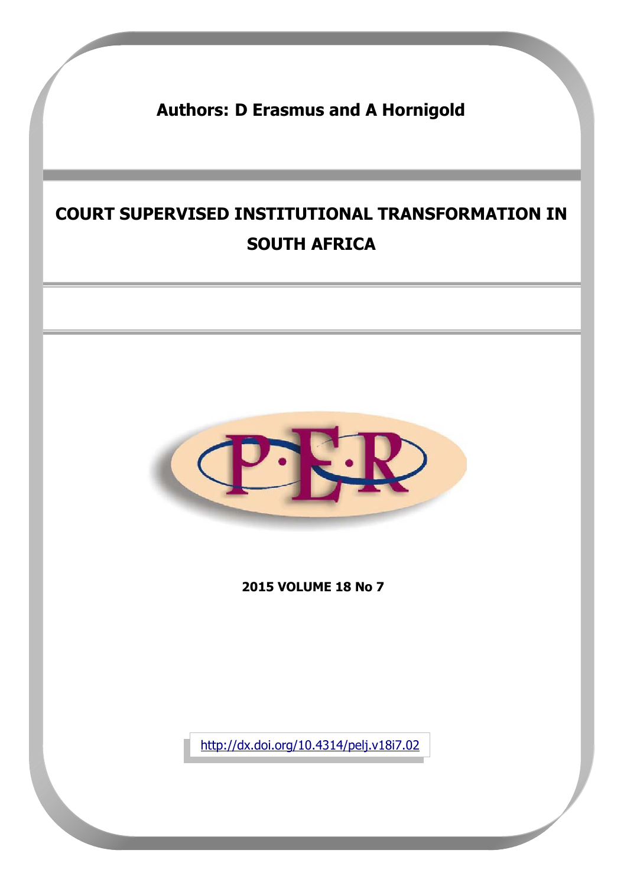**Authors: D Erasmus and A Hornigold**

# COURT SUPERVISED INSTITUTIONAL TRANSFORMATION IN SOUTH AFRICA

**2015 VOLUME 18 No 7**

http://dx.doi.org/10.4314/pelj.v18i7.02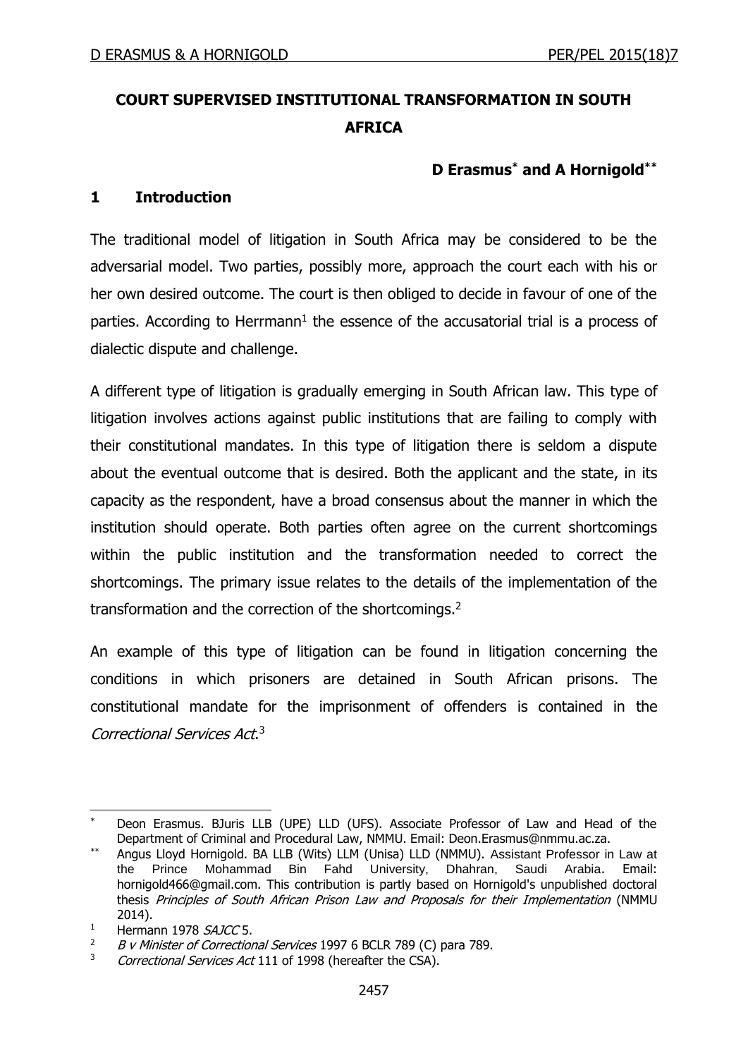# COURT SUPERVISED INSTITUTIONAL TRANSFORMATION IN SOUTH AFRICA

**D Erasmus[*] and A Hornigold[**]**

## 1 Introduction

The traditional model of litigation in South Africa may be considered to be the adversarial model. Two parties, possibly more, approach the court each with his or her own desired outcome. The court is then obliged to decide in favour of one of the parties. According to Herrmann[1] the essence of the accusatorial trial is a process of dialectic dispute and challenge.

A different type of litigation is gradually emerging in South African law. This type of litigation involves actions against public institutions that are failing to comply with their constitutional mandates. In this type of litigation there is seldom a dispute about the eventual outcome that is desired. Both the applicant and the state, in its capacity as the respondent, have a broad consensus about the manner in which the institution should operate. Both parties often agree on the current shortcomings within the public institution and the transformation needed to correct the shortcomings. The primary issue relates to the details of the implementation of the transformation and the correction of the shortcomings.[2]

An example of this type of litigation can be found in litigation concerning the conditions in which prisoners are detained in South African prisons. The constitutional mandate for the imprisonment of offenders is contained in the *Correctional Services Act*.[3]

---

[*] Deon Erasmus. BJuris LLB (UPE) LLD (UFS). Associate Professor of Law and Head of the Department of Criminal and Procedural Law, NMMU. Email: Deon.Erasmus@nmmu.ac.za.

[**] Angus Lloyd Hornigold. BA LLB (Wits) LLM (Unisa) LLD (NMMU). Assistant Professor in Law at the Prince Mohammad Bin Fahd University, Dhahran, Saudi Arabia. Email: hornigold466@gmail.com. This contribution is partly based on Hornigold's unpublished doctoral thesis *Principles of South African Prison Law and Proposals for their Implementation* (NMMU 2014).

[1] Hermann 1978 *SAJCC* 5.

[2] *B v Minister of Correctional Services* 1997 6 BCLR 789 (C) para 789.

[3] *Correctional Services Act* 111 of 1998 (hereafter the CSA).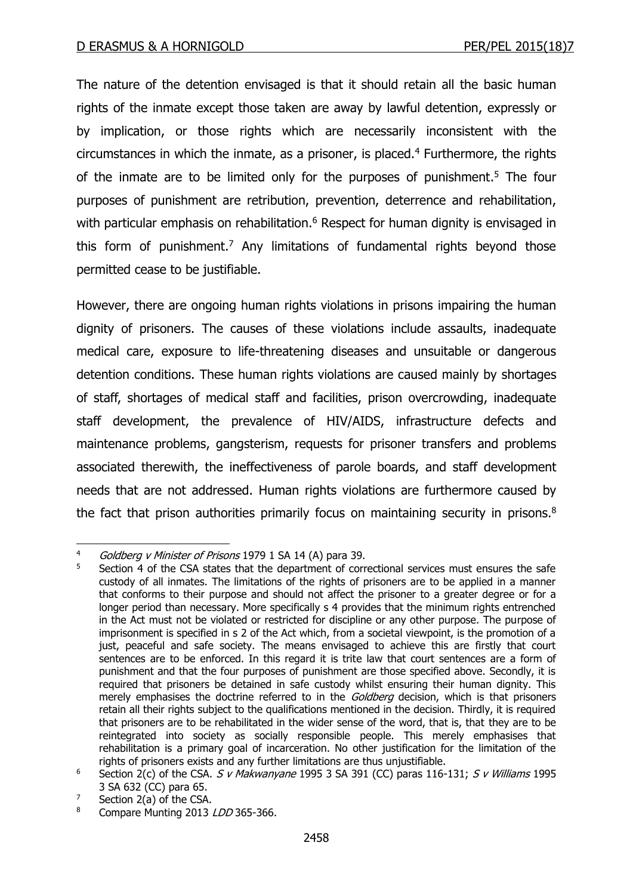The nature of the detention envisaged is that it should retain all the basic human rights of the inmate except those taken are away by lawful detention, expressly or by implication, or those rights which are necessarily inconsistent with the circumstances in which the inmate, as a prisoner, is placed.[4] Furthermore, the rights of the inmate are to be limited only for the purposes of punishment.[5] The four purposes of punishment are retribution, prevention, deterrence and rehabilitation, with particular emphasis on rehabilitation.[6] Respect for human dignity is envisaged in this form of punishment.[7] Any limitations of fundamental rights beyond those permitted cease to be justifiable.

However, there are ongoing human rights violations in prisons impairing the human dignity of prisoners. The causes of these violations include assaults, inadequate medical care, exposure to life-threatening diseases and unsuitable or dangerous detention conditions. These human rights violations are caused mainly by shortages of staff, shortages of medical staff and facilities, prison overcrowding, inadequate staff development, the prevalence of HIV/AIDS, infrastructure defects and maintenance problems, gangsterism, requests for prisoner transfers and problems associated therewith, the ineffectiveness of parole boards, and staff development needs that are not addressed. Human rights violations are furthermore caused by the fact that prison authorities primarily focus on maintaining security in prisons.[8]

---

[4] *Goldberg v Minister of Prisons* 1979 1 SA 14 (A) para 39.

[5] Section 4 of the CSA states that the department of correctional services must ensures the safe custody of all inmates. The limitations of the rights of prisoners are to be applied in a manner that conforms to their purpose and should not affect the prisoner to a greater degree or for a longer period than necessary. More specifically s 4 provides that the minimum rights entrenched in the Act must not be violated or restricted for discipline or any other purpose. The purpose of imprisonment is specified in s 2 of the Act which, from a societal viewpoint, is the promotion of a just, peaceful and safe society. The means envisaged to achieve this are firstly that court sentences are to be enforced. In this regard it is trite law that court sentences are a form of punishment and that the four purposes of punishment are those specified above. Secondly, it is required that prisoners be detained in safe custody whilst ensuring their human dignity. This merely emphasises the doctrine referred to in the *Goldberg* decision, which is that prisoners retain all their rights subject to the qualifications mentioned in the decision. Thirdly, it is required that prisoners are to be rehabilitated in the wider sense of the word, that is, that they are to be reintegrated into society as socially responsible people. This merely emphasises that rehabilitation is a primary goal of incarceration. No other justification for the limitation of the rights of prisoners exists and any further limitations are thus unjustifiable.

[6] Section 2(c) of the CSA. *S v Makwanyane* 1995 3 SA 391 (CC) paras 116-131; *S v Williams* 1995 3 SA 632 (CC) para 65.

[7] Section 2(a) of the CSA.

[8] Compare Munting 2013 *LDD* 365-366.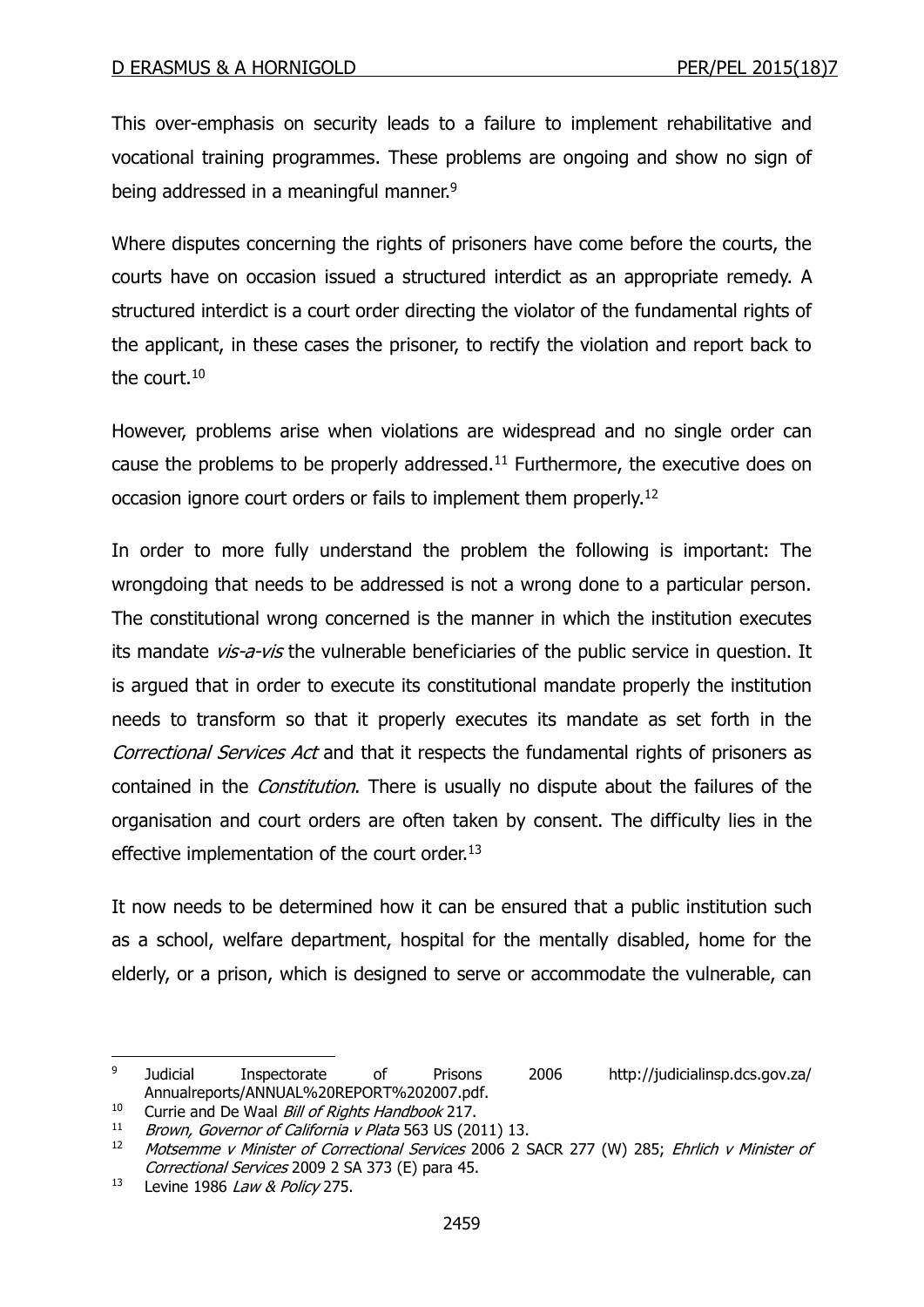This over-emphasis on security leads to a failure to implement rehabilitative and vocational training programmes. These problems are ongoing and show no sign of being addressed in a meaningful manner.[9]

Where disputes concerning the rights of prisoners have come before the courts, the courts have on occasion issued a structured interdict as an appropriate remedy. A structured interdict is a court order directing the violator of the fundamental rights of the applicant, in these cases the prisoner, to rectify the violation and report back to the court.[10]

However, problems arise when violations are widespread and no single order can cause the problems to be properly addressed.[11] Furthermore, the executive does on occasion ignore court orders or fails to implement them properly.[12]

In order to more fully understand the problem the following is important: The wrongdoing that needs to be addressed is not a wrong done to a particular person. The constitutional wrong concerned is the manner in which the institution executes its mandate *vis-a-vis* the vulnerable beneficiaries of the public service in question. It is argued that in order to execute its constitutional mandate properly the institution needs to transform so that it properly executes its mandate as set forth in the *Correctional Services Act* and that it respects the fundamental rights of prisoners as contained in the *Constitution*. There is usually no dispute about the failures of the organisation and court orders are often taken by consent. The difficulty lies in the effective implementation of the court order.[13]

It now needs to be determined how it can be ensured that a public institution such as a school, welfare department, hospital for the mentally disabled, home for the elderly, or a prison, which is designed to serve or accommodate the vulnerable, can

---

9 Judicial Inspectorate of Prisons 2006 http://judicialinsp.dcs.gov.za/Annualreports/ANNUAL%20REPORT%202007.pdf.

10 Currie and De Waal *Bill of Rights Handbook* 217.

11 *Brown, Governor of California v Plata* 563 US (2011) 13.

12 *Motsemme v Minister of Correctional Services* 2006 2 SACR 277 (W) 285; *Ehrlich v Minister of Correctional Services* 2009 2 SA 373 (E) para 45.

13 Levine 1986 *Law & Policy* 275.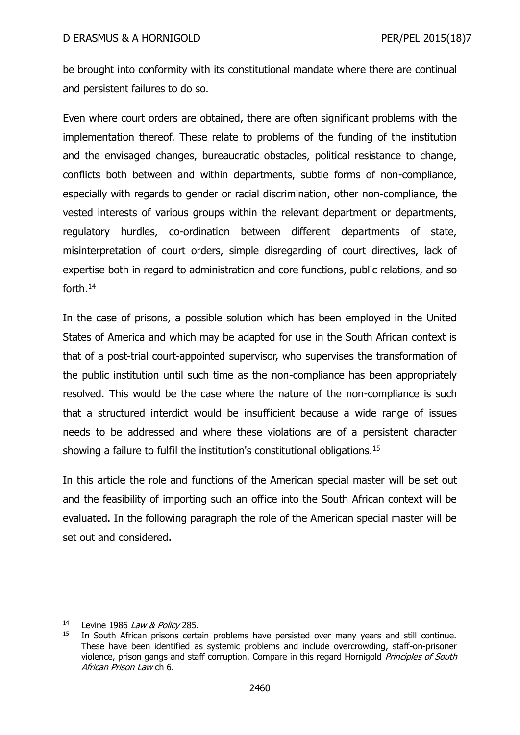be brought into conformity with its constitutional mandate where there are continual and persistent failures to do so.

Even where court orders are obtained, there are often significant problems with the implementation thereof. These relate to problems of the funding of the institution and the envisaged changes, bureaucratic obstacles, political resistance to change, conflicts both between and within departments, subtle forms of non-compliance, especially with regards to gender or racial discrimination, other non-compliance, the vested interests of various groups within the relevant department or departments, regulatory hurdles, co-ordination between different departments of state, misinterpretation of court orders, simple disregarding of court directives, lack of expertise both in regard to administration and core functions, public relations, and so forth.[14]

In the case of prisons, a possible solution which has been employed in the United States of America and which may be adapted for use in the South African context is that of a post-trial court-appointed supervisor, who supervises the transformation of the public institution until such time as the non-compliance has been appropriately resolved. This would be the case where the nature of the non-compliance is such that a structured interdict would be insufficient because a wide range of issues needs to be addressed and where these violations are of a persistent character showing a failure to fulfil the institution's constitutional obligations.[15]

In this article the role and functions of the American special master will be set out and the feasibility of importing such an office into the South African context will be evaluated. In the following paragraph the role of the American special master will be set out and considered.

---

[14] Levine 1986 *Law & Policy* 285.

[15] In South African prisons certain problems have persisted over many years and still continue. These have been identified as systemic problems and include overcrowding, staff-on-prisoner violence, prison gangs and staff corruption. Compare in this regard Hornigold *Principles of South African Prison Law* ch 6.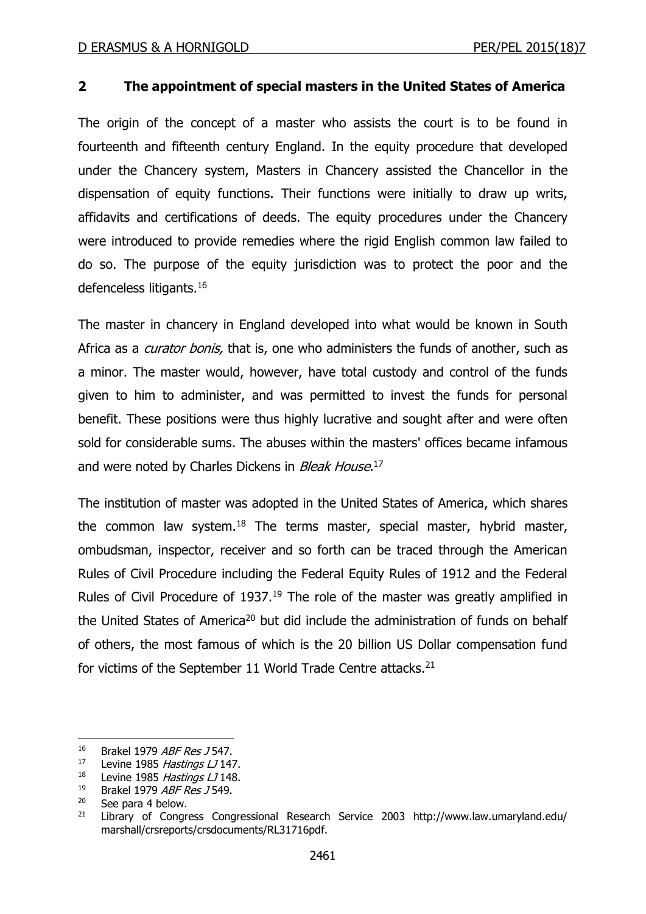## 2 The appointment of special masters in the United States of America

The origin of the concept of a master who assists the court is to be found in fourteenth and fifteenth century England. In the equity procedure that developed under the Chancery system, Masters in Chancery assisted the Chancellor in the dispensation of equity functions. Their functions were initially to draw up writs, affidavits and certifications of deeds. The equity procedures under the Chancery were introduced to provide remedies where the rigid English common law failed to do so. The purpose of the equity jurisdiction was to protect the poor and the defenceless litigants.[16]

The master in chancery in England developed into what would be known in South Africa as a *curator bonis,* that is, one who administers the funds of another, such as a minor. The master would, however, have total custody and control of the funds given to him to administer, and was permitted to invest the funds for personal benefit. These positions were thus highly lucrative and sought after and were often sold for considerable sums. The abuses within the masters' offices became infamous and were noted by Charles Dickens in *Bleak House*.[17]

The institution of master was adopted in the United States of America, which shares the common law system.[18] The terms master, special master, hybrid master, ombudsman, inspector, receiver and so forth can be traced through the American Rules of Civil Procedure including the Federal Equity Rules of 1912 and the Federal Rules of Civil Procedure of 1937.[19] The role of the master was greatly amplified in the United States of America[20] but did include the administration of funds on behalf of others, the most famous of which is the 20 billion US Dollar compensation fund for victims of the September 11 World Trade Centre attacks.[21]

---

16 Brakel 1979 *ABF Res J* 547.

17 Levine 1985 *Hastings LJ* 147.

18 Levine 1985 *Hastings LJ* 148.

19 Brakel 1979 *ABF Res J* 549.

20 See para 4 below.

21 Library of Congress Congressional Research Service 2003 http://www.law.umaryland.edu/marshall/crsreports/crsdocuments/RL31716pdf.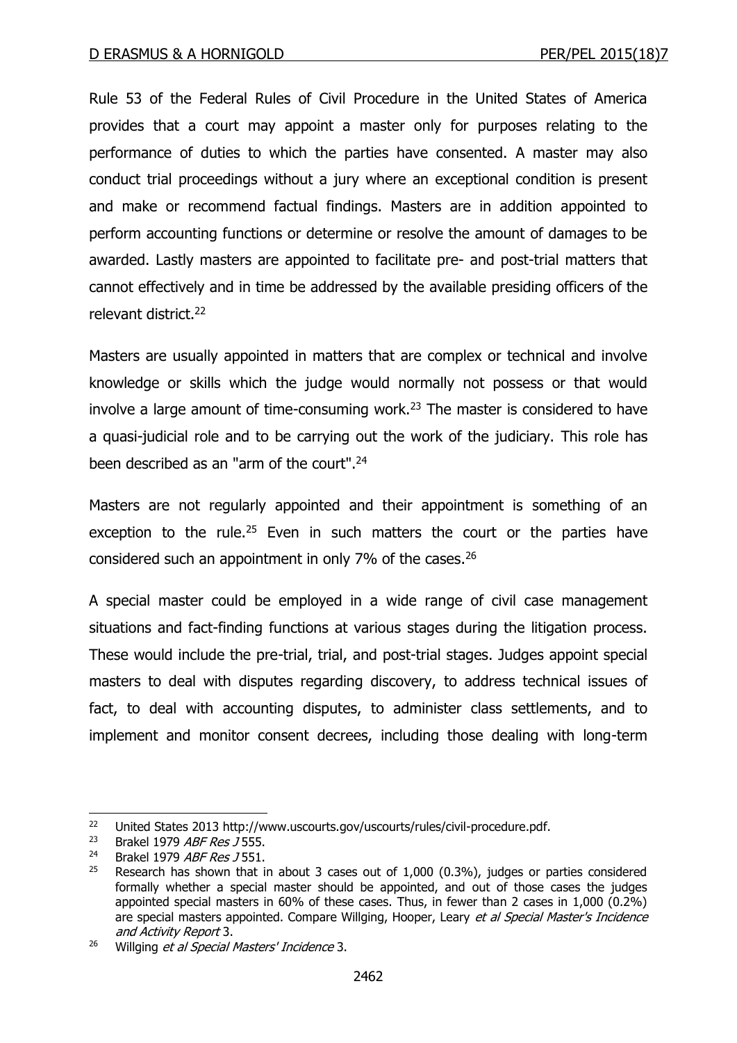Rule 53 of the Federal Rules of Civil Procedure in the United States of America provides that a court may appoint a master only for purposes relating to the performance of duties to which the parties have consented. A master may also conduct trial proceedings without a jury where an exceptional condition is present and make or recommend factual findings. Masters are in addition appointed to perform accounting functions or determine or resolve the amount of damages to be awarded. Lastly masters are appointed to facilitate pre- and post-trial matters that cannot effectively and in time be addressed by the available presiding officers of the relevant district.[22]

Masters are usually appointed in matters that are complex or technical and involve knowledge or skills which the judge would normally not possess or that would involve a large amount of time-consuming work.[23] The master is considered to have a quasi-judicial role and to be carrying out the work of the judiciary. This role has been described as an "arm of the court".[24]

Masters are not regularly appointed and their appointment is something of an exception to the rule.[25] Even in such matters the court or the parties have considered such an appointment in only 7% of the cases.[26]

A special master could be employed in a wide range of civil case management situations and fact-finding functions at various stages during the litigation process. These would include the pre-trial, trial, and post-trial stages. Judges appoint special masters to deal with disputes regarding discovery, to address technical issues of fact, to deal with accounting disputes, to administer class settlements, and to implement and monitor consent decrees, including those dealing with long-term

---

22 United States 2013 http://www.uscourts.gov/uscourts/rules/civil-procedure.pdf.

23 Brakel 1979 *ABF Res J* 555.

24 Brakel 1979 *ABF Res J* 551.

25 Research has shown that in about 3 cases out of 1,000 (0.3%), judges or parties considered formally whether a special master should be appointed, and out of those cases the judges appointed special masters in 60% of these cases. Thus, in fewer than 2 cases in 1,000 (0.2%) are special masters appointed. Compare Willging, Hooper, Leary *et al Special Master's Incidence and Activity Report* 3.

26 Willging *et al Special Masters' Incidence* 3.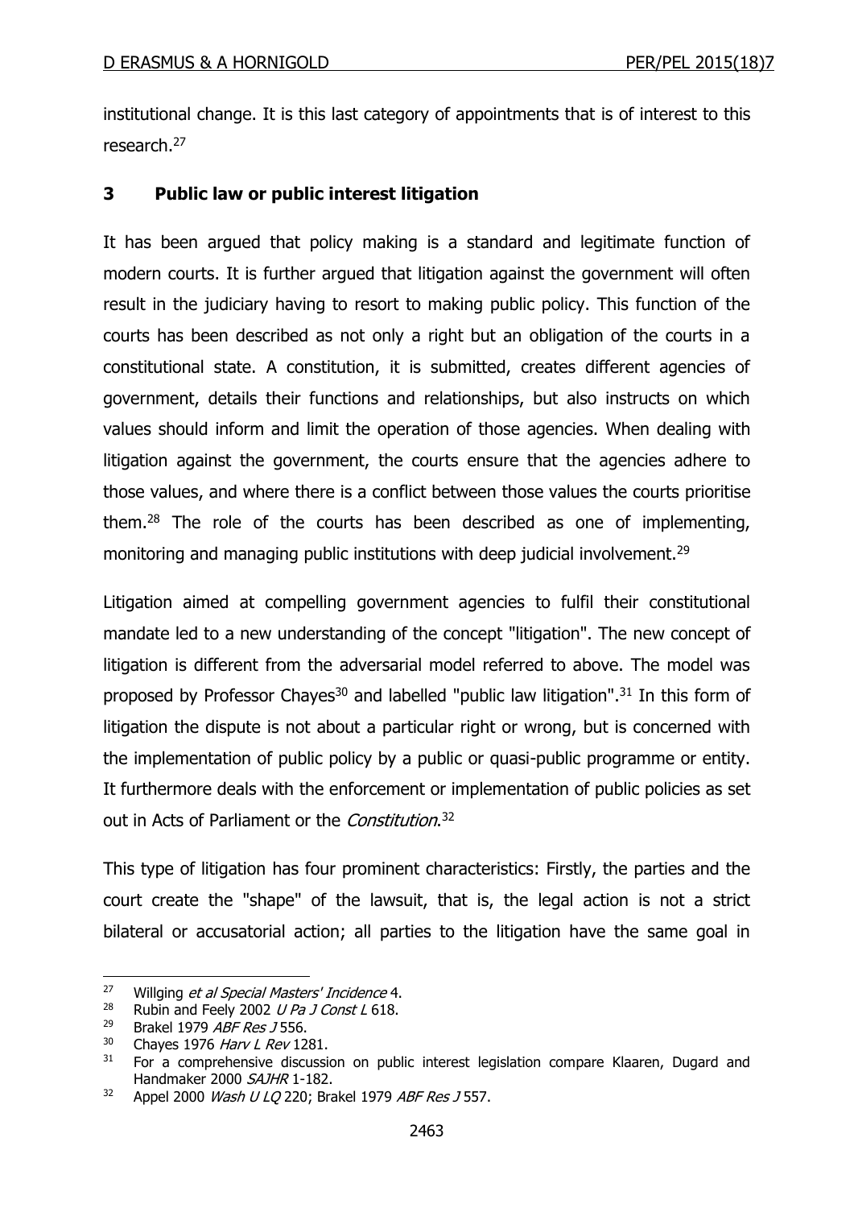institutional change. It is this last category of appointments that is of interest to this research.[27]

## 3 Public law or public interest litigation

It has been argued that policy making is a standard and legitimate function of modern courts. It is further argued that litigation against the government will often result in the judiciary having to resort to making public policy. This function of the courts has been described as not only a right but an obligation of the courts in a constitutional state. A constitution, it is submitted, creates different agencies of government, details their functions and relationships, but also instructs on which values should inform and limit the operation of those agencies. When dealing with litigation against the government, the courts ensure that the agencies adhere to those values, and where there is a conflict between those values the courts prioritise them.[28] The role of the courts has been described as one of implementing, monitoring and managing public institutions with deep judicial involvement.[29]

Litigation aimed at compelling government agencies to fulfil their constitutional mandate led to a new understanding of the concept "litigation". The new concept of litigation is different from the adversarial model referred to above. The model was proposed by Professor Chayes[30] and labelled "public law litigation".[31] In this form of litigation the dispute is not about a particular right or wrong, but is concerned with the implementation of public policy by a public or quasi-public programme or entity. It furthermore deals with the enforcement or implementation of public policies as set out in Acts of Parliament or the *Constitution*.[32]

This type of litigation has four prominent characteristics: Firstly, the parties and the court create the "shape" of the lawsuit, that is, the legal action is not a strict bilateral or accusatorial action; all parties to the litigation have the same goal in

---

[27] Willging *et al Special Masters' Incidence* 4.

[28] Rubin and Feely 2002 *U Pa J Const L* 618.

[29] Brakel 1979 *ABF Res J* 556.

[30] Chayes 1976 *Harv L Rev* 1281.

[31] For a comprehensive discussion on public interest legislation compare Klaaren, Dugard and Handmaker 2000 *SAJHR* 1-182.

[32] Appel 2000 *Wash U LQ* 220; Brakel 1979 *ABF Res J* 557.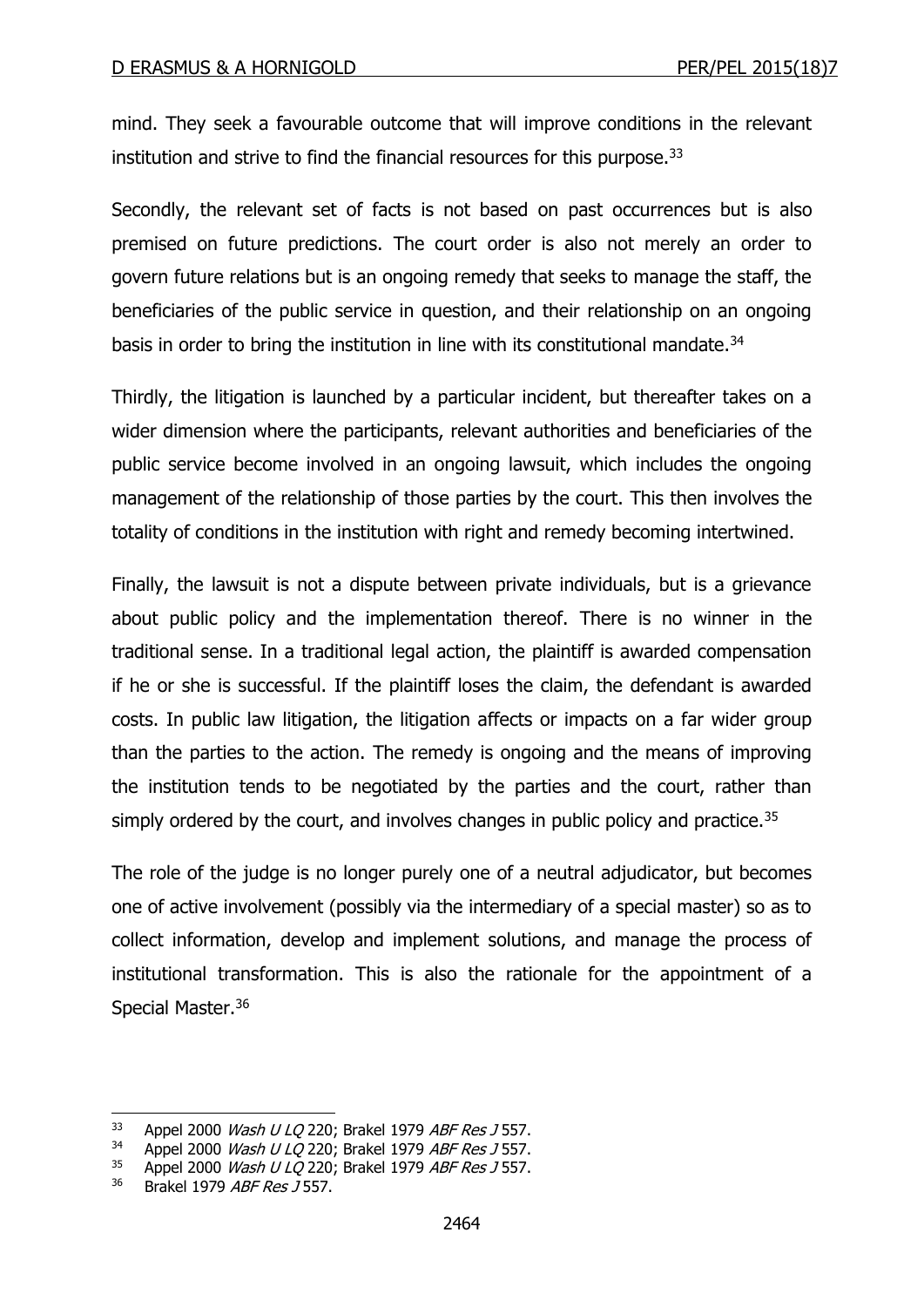mind. They seek a favourable outcome that will improve conditions in the relevant institution and strive to find the financial resources for this purpose.[33]

Secondly, the relevant set of facts is not based on past occurrences but is also premised on future predictions. The court order is also not merely an order to govern future relations but is an ongoing remedy that seeks to manage the staff, the beneficiaries of the public service in question, and their relationship on an ongoing basis in order to bring the institution in line with its constitutional mandate.[34]

Thirdly, the litigation is launched by a particular incident, but thereafter takes on a wider dimension where the participants, relevant authorities and beneficiaries of the public service become involved in an ongoing lawsuit, which includes the ongoing management of the relationship of those parties by the court. This then involves the totality of conditions in the institution with right and remedy becoming intertwined.

Finally, the lawsuit is not a dispute between private individuals, but is a grievance about public policy and the implementation thereof. There is no winner in the traditional sense. In a traditional legal action, the plaintiff is awarded compensation if he or she is successful. If the plaintiff loses the claim, the defendant is awarded costs. In public law litigation, the litigation affects or impacts on a far wider group than the parties to the action. The remedy is ongoing and the means of improving the institution tends to be negotiated by the parties and the court, rather than simply ordered by the court, and involves changes in public policy and practice.[35]

The role of the judge is no longer purely one of a neutral adjudicator, but becomes one of active involvement (possibly via the intermediary of a special master) so as to collect information, develop and implement solutions, and manage the process of institutional transformation. This is also the rationale for the appointment of a Special Master.[36]

---

[33] Appel 2000 *Wash U LQ* 220; Brakel 1979 *ABF Res J* 557.

[34] Appel 2000 *Wash U LQ* 220; Brakel 1979 *ABF Res J* 557.

[35] Appel 2000 *Wash U LQ* 220; Brakel 1979 *ABF Res J* 557.

[36] Brakel 1979 *ABF Res J* 557.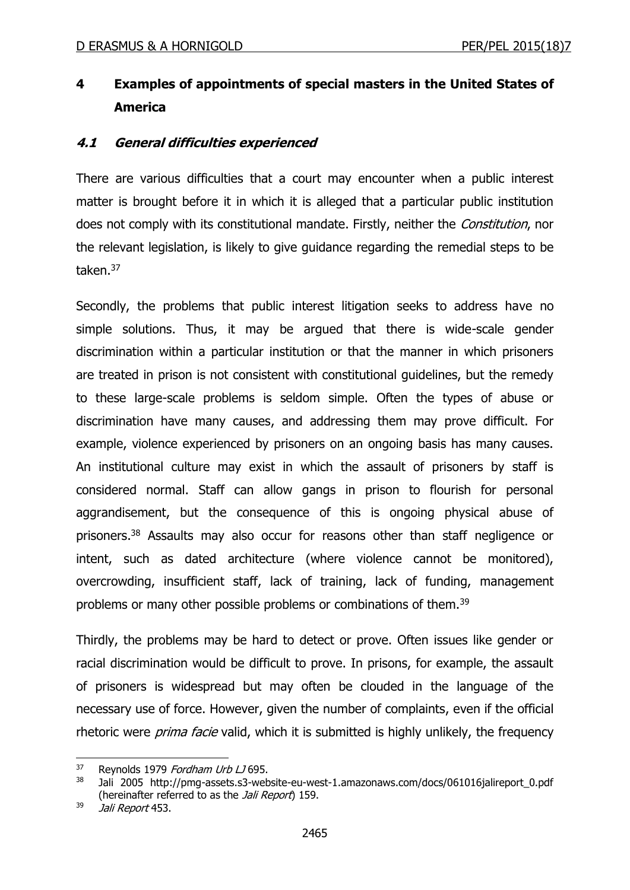## 4 Examples of appointments of special masters in the United States of America

### *4.1 General difficulties experienced*

There are various difficulties that a court may encounter when a public interest matter is brought before it in which it is alleged that a particular public institution does not comply with its constitutional mandate. Firstly, neither the *Constitution*, nor the relevant legislation, is likely to give guidance regarding the remedial steps to be taken.[37]

Secondly, the problems that public interest litigation seeks to address have no simple solutions. Thus, it may be argued that there is wide-scale gender discrimination within a particular institution or that the manner in which prisoners are treated in prison is not consistent with constitutional guidelines, but the remedy to these large-scale problems is seldom simple. Often the types of abuse or discrimination have many causes, and addressing them may prove difficult. For example, violence experienced by prisoners on an ongoing basis has many causes. An institutional culture may exist in which the assault of prisoners by staff is considered normal. Staff can allow gangs in prison to flourish for personal aggrandisement, but the consequence of this is ongoing physical abuse of prisoners.[38] Assaults may also occur for reasons other than staff negligence or intent, such as dated architecture (where violence cannot be monitored), overcrowding, insufficient staff, lack of training, lack of funding, management problems or many other possible problems or combinations of them.[39]

Thirdly, the problems may be hard to detect or prove. Often issues like gender or racial discrimination would be difficult to prove. In prisons, for example, the assault of prisoners is widespread but may often be clouded in the language of the necessary use of force. However, given the number of complaints, even if the official rhetoric were *prima facie* valid, which it is submitted is highly unlikely, the frequency

---

[37] Reynolds 1979 *Fordham Urb LJ* 695.

[38] Jali 2005 http://pmg-assets.s3-website-eu-west-1.amazonaws.com/docs/061016jalireport_0.pdf (hereinafter referred to as the *Jali Report*) 159.

[39] *Jali Report* 453.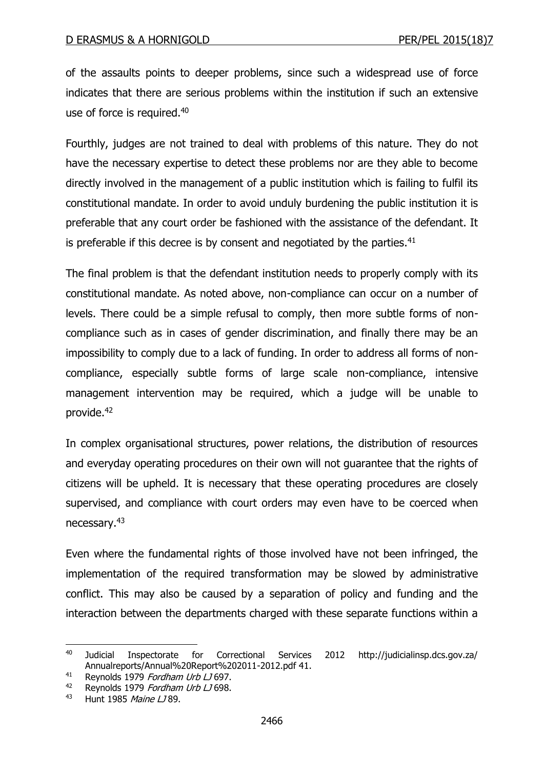of the assaults points to deeper problems, since such a widespread use of force indicates that there are serious problems within the institution if such an extensive use of force is required.[40]

Fourthly, judges are not trained to deal with problems of this nature. They do not have the necessary expertise to detect these problems nor are they able to become directly involved in the management of a public institution which is failing to fulfil its constitutional mandate. In order to avoid unduly burdening the public institution it is preferable that any court order be fashioned with the assistance of the defendant. It is preferable if this decree is by consent and negotiated by the parties.[41]

The final problem is that the defendant institution needs to properly comply with its constitutional mandate. As noted above, non-compliance can occur on a number of levels. There could be a simple refusal to comply, then more subtle forms of non-compliance such as in cases of gender discrimination, and finally there may be an impossibility to comply due to a lack of funding. In order to address all forms of non-compliance, especially subtle forms of large scale non-compliance, intensive management intervention may be required, which a judge will be unable to provide.[42]

In complex organisational structures, power relations, the distribution of resources and everyday operating procedures on their own will not guarantee that the rights of citizens will be upheld. It is necessary that these operating procedures are closely supervised, and compliance with court orders may even have to be coerced when necessary.[43]

Even where the fundamental rights of those involved have not been infringed, the implementation of the required transformation may be slowed by administrative conflict. This may also be caused by a separation of policy and funding and the interaction between the departments charged with these separate functions within a

---

[40] Judicial Inspectorate for Correctional Services 2012 http://judicialinsp.dcs.gov.za/Annualreports/Annual%20Report%202011-2012.pdf 41.

[41] Reynolds 1979 *Fordham Urb LJ* 697.

[42] Reynolds 1979 *Fordham Urb LJ* 698.

[43] Hunt 1985 *Maine LJ* 89.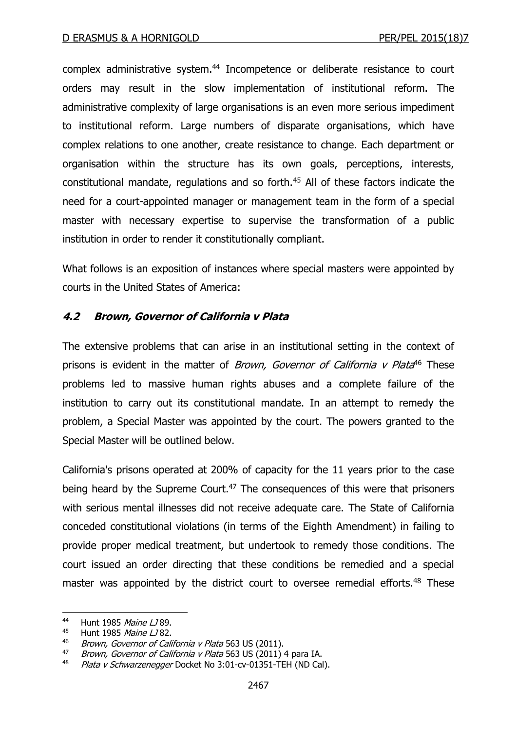complex administrative system.[44] Incompetence or deliberate resistance to court orders may result in the slow implementation of institutional reform. The administrative complexity of large organisations is an even more serious impediment to institutional reform. Large numbers of disparate organisations, which have complex relations to one another, create resistance to change. Each department or organisation within the structure has its own goals, perceptions, interests, constitutional mandate, regulations and so forth.[45] All of these factors indicate the need for a court-appointed manager or management team in the form of a special master with necessary expertise to supervise the transformation of a public institution in order to render it constitutionally compliant.

What follows is an exposition of instances where special masters were appointed by courts in the United States of America:

### *4.2 Brown, Governor of California v Plata*

The extensive problems that can arise in an institutional setting in the context of prisons is evident in the matter of *Brown, Governor of California v Plata*[46] These problems led to massive human rights abuses and a complete failure of the institution to carry out its constitutional mandate. In an attempt to remedy the problem, a Special Master was appointed by the court. The powers granted to the Special Master will be outlined below.

California's prisons operated at 200% of capacity for the 11 years prior to the case being heard by the Supreme Court.[47] The consequences of this were that prisoners with serious mental illnesses did not receive adequate care. The State of California conceded constitutional violations (in terms of the Eighth Amendment) in failing to provide proper medical treatment, but undertook to remedy those conditions. The court issued an order directing that these conditions be remedied and a special master was appointed by the district court to oversee remedial efforts.[48] These

---

[44] Hunt 1985 *Maine LJ* 89.

[45] Hunt 1985 *Maine LJ* 82.

[46] *Brown, Governor of California v Plata* 563 US (2011).

[47] *Brown, Governor of California v Plata* 563 US (2011) 4 para IA.

[48] *Plata v Schwarzenegger* Docket No 3:01-cv-01351-TEH (ND Cal).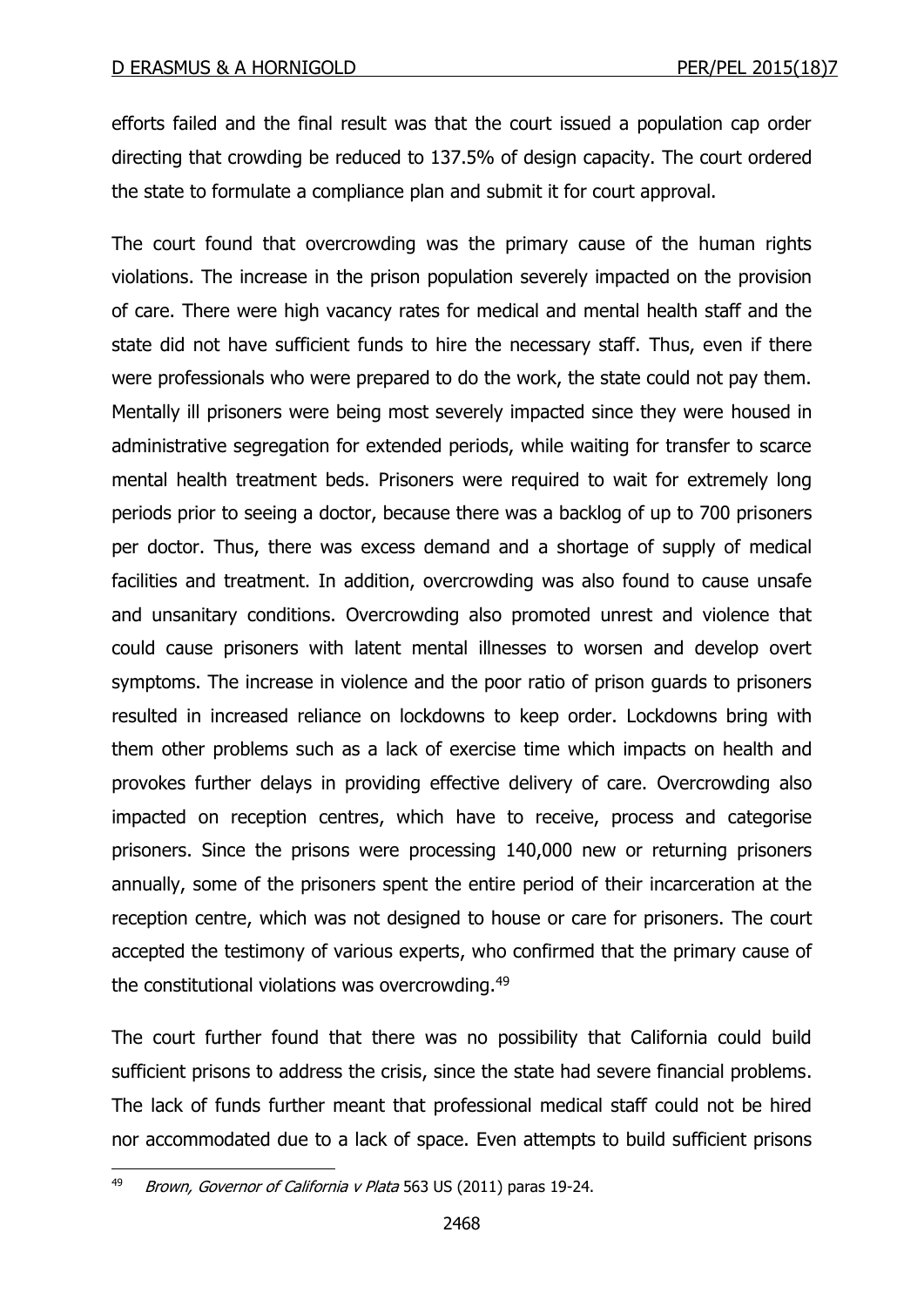efforts failed and the final result was that the court issued a population cap order directing that crowding be reduced to 137.5% of design capacity. The court ordered the state to formulate a compliance plan and submit it for court approval.

The court found that overcrowding was the primary cause of the human rights violations. The increase in the prison population severely impacted on the provision of care. There were high vacancy rates for medical and mental health staff and the state did not have sufficient funds to hire the necessary staff. Thus, even if there were professionals who were prepared to do the work, the state could not pay them. Mentally ill prisoners were being most severely impacted since they were housed in administrative segregation for extended periods, while waiting for transfer to scarce mental health treatment beds. Prisoners were required to wait for extremely long periods prior to seeing a doctor, because there was a backlog of up to 700 prisoners per doctor. Thus, there was excess demand and a shortage of supply of medical facilities and treatment. In addition, overcrowding was also found to cause unsafe and unsanitary conditions. Overcrowding also promoted unrest and violence that could cause prisoners with latent mental illnesses to worsen and develop overt symptoms. The increase in violence and the poor ratio of prison guards to prisoners resulted in increased reliance on lockdowns to keep order. Lockdowns bring with them other problems such as a lack of exercise time which impacts on health and provokes further delays in providing effective delivery of care. Overcrowding also impacted on reception centres, which have to receive, process and categorise prisoners. Since the prisons were processing 140,000 new or returning prisoners annually, some of the prisoners spent the entire period of their incarceration at the reception centre, which was not designed to house or care for prisoners. The court accepted the testimony of various experts, who confirmed that the primary cause of the constitutional violations was overcrowding.[49]

The court further found that there was no possibility that California could build sufficient prisons to address the crisis, since the state had severe financial problems. The lack of funds further meant that professional medical staff could not be hired nor accommodated due to a lack of space. Even attempts to build sufficient prisons

---

[49] *Brown, Governor of California v Plata* 563 US (2011) paras 19-24.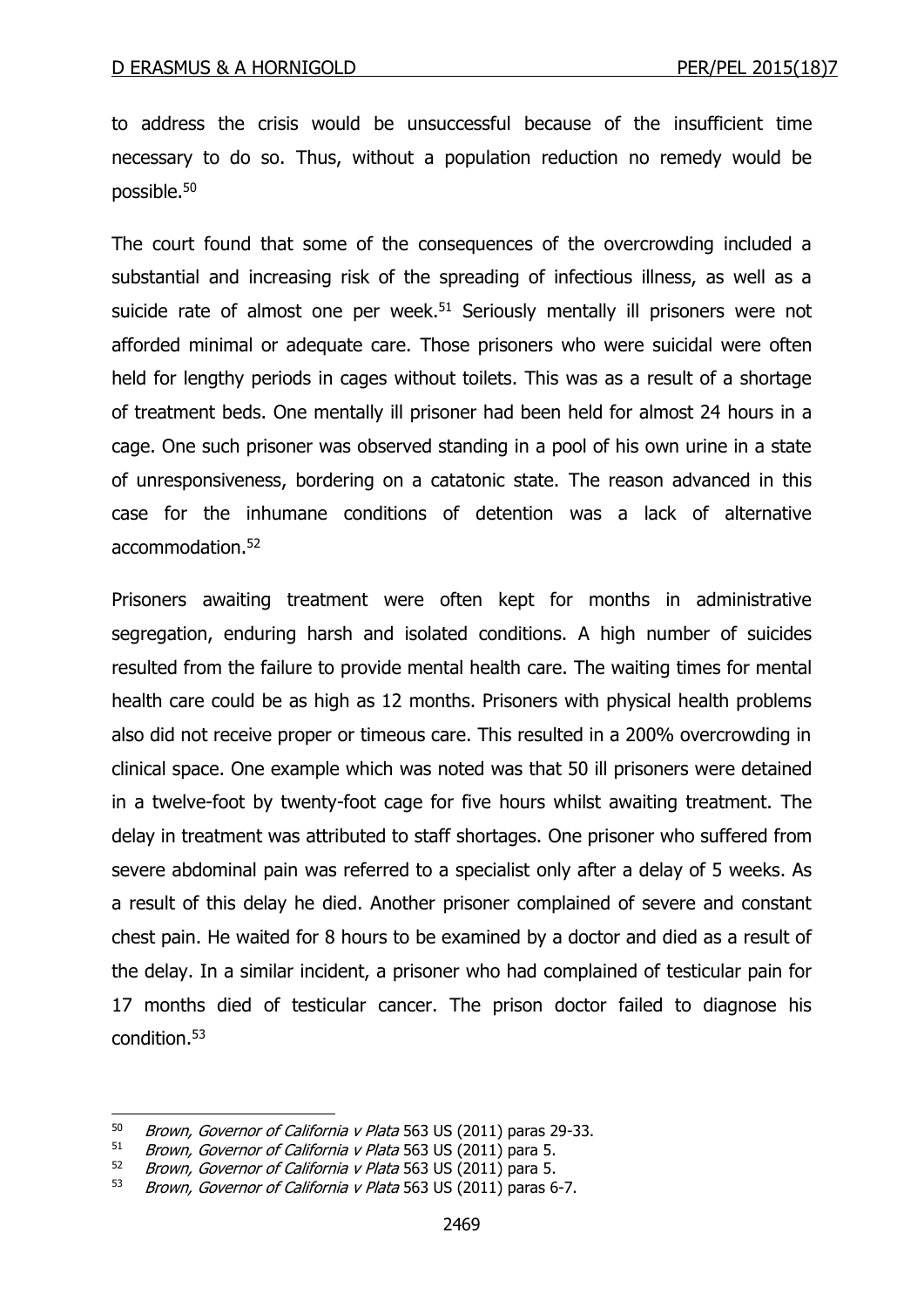to address the crisis would be unsuccessful because of the insufficient time necessary to do so. Thus, without a population reduction no remedy would be possible.[50]

The court found that some of the consequences of the overcrowding included a substantial and increasing risk of the spreading of infectious illness, as well as a suicide rate of almost one per week.[51] Seriously mentally ill prisoners were not afforded minimal or adequate care. Those prisoners who were suicidal were often held for lengthy periods in cages without toilets. This was as a result of a shortage of treatment beds. One mentally ill prisoner had been held for almost 24 hours in a cage. One such prisoner was observed standing in a pool of his own urine in a state of unresponsiveness, bordering on a catatonic state. The reason advanced in this case for the inhumane conditions of detention was a lack of alternative accommodation.[52]

Prisoners awaiting treatment were often kept for months in administrative segregation, enduring harsh and isolated conditions. A high number of suicides resulted from the failure to provide mental health care. The waiting times for mental health care could be as high as 12 months. Prisoners with physical health problems also did not receive proper or timeous care. This resulted in a 200% overcrowding in clinical space. One example which was noted was that 50 ill prisoners were detained in a twelve-foot by twenty-foot cage for five hours whilst awaiting treatment. The delay in treatment was attributed to staff shortages. One prisoner who suffered from severe abdominal pain was referred to a specialist only after a delay of 5 weeks. As a result of this delay he died. Another prisoner complained of severe and constant chest pain. He waited for 8 hours to be examined by a doctor and died as a result of the delay. In a similar incident, a prisoner who had complained of testicular pain for 17 months died of testicular cancer. The prison doctor failed to diagnose his condition.[53]

---

[50] *Brown, Governor of California v Plata* 563 US (2011) paras 29-33.

[51] *Brown, Governor of California v Plata* 563 US (2011) para 5.

[52] *Brown, Governor of California v Plata* 563 US (2011) para 5.

[53] *Brown, Governor of California v Plata* 563 US (2011) paras 6-7.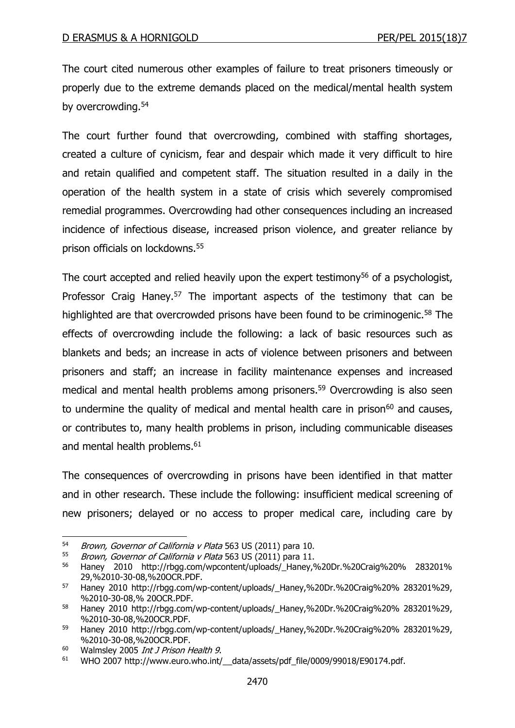The court cited numerous other examples of failure to treat prisoners timeously or properly due to the extreme demands placed on the medical/mental health system by overcrowding.[54]

The court further found that overcrowding, combined with staffing shortages, created a culture of cynicism, fear and despair which made it very difficult to hire and retain qualified and competent staff. The situation resulted in a daily in the operation of the health system in a state of crisis which severely compromised remedial programmes. Overcrowding had other consequences including an increased incidence of infectious disease, increased prison violence, and greater reliance by prison officials on lockdowns.[55]

The court accepted and relied heavily upon the expert testimony[56] of a psychologist, Professor Craig Haney.[57] The important aspects of the testimony that can be highlighted are that overcrowded prisons have been found to be criminogenic.[58] The effects of overcrowding include the following: a lack of basic resources such as blankets and beds; an increase in acts of violence between prisoners and between prisoners and staff; an increase in facility maintenance expenses and increased medical and mental health problems among prisoners.[59] Overcrowding is also seen to undermine the quality of medical and mental health care in prison[60] and causes, or contributes to, many health problems in prison, including communicable diseases and mental health problems.[61]

The consequences of overcrowding in prisons have been identified in that matter and in other research. These include the following: insufficient medical screening of new prisoners; delayed or no access to proper medical care, including care by

---

[54] *Brown, Governor of California v Plata* 563 US (2011) para 10.

[55] *Brown, Governor of California v Plata* 563 US (2011) para 11.

[56] Haney 2010 http://rbgg.com/wpcontent/uploads/_Haney,%20Dr.%20Craig%20% 283201% 29,%2010-30-08,%20OCR.PDF.

[57] Haney 2010 http://rbgg.com/wp-content/uploads/_Haney,%20Dr.%20Craig%20% 283201%29, %2010-30-08,% 20OCR.PDF.

[58] Haney 2010 http://rbgg.com/wp-content/uploads/_Haney,%20Dr.%20Craig%20% 283201%29, %2010-30-08,%20OCR.PDF.

[59] Haney 2010 http://rbgg.com/wp-content/uploads/_Haney,%20Dr.%20Craig%20% 283201%29, %2010-30-08,%20OCR.PDF.

[60] Walmsley 2005 *Int J Prison Health 9*.

[61] WHO 2007 http://www.euro.who.int/__data/assets/pdf_file/0009/99018/E90174.pdf.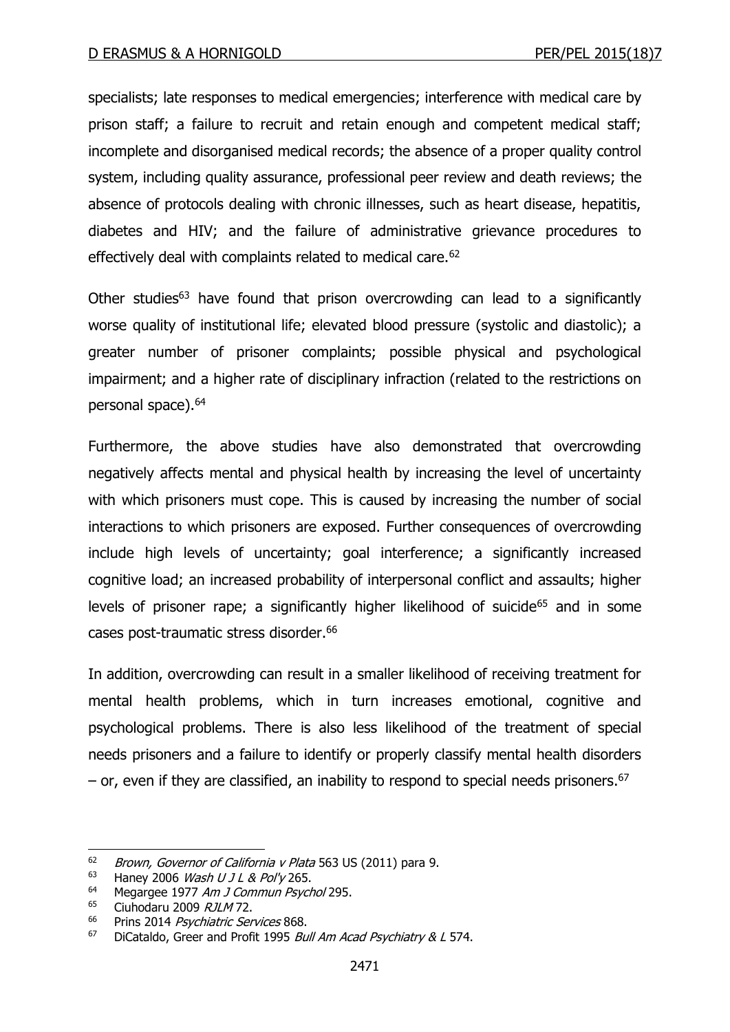specialists; late responses to medical emergencies; interference with medical care by prison staff; a failure to recruit and retain enough and competent medical staff; incomplete and disorganised medical records; the absence of a proper quality control system, including quality assurance, professional peer review and death reviews; the absence of protocols dealing with chronic illnesses, such as heart disease, hepatitis, diabetes and HIV; and the failure of administrative grievance procedures to effectively deal with complaints related to medical care.[62]

Other studies[63] have found that prison overcrowding can lead to a significantly worse quality of institutional life; elevated blood pressure (systolic and diastolic); a greater number of prisoner complaints; possible physical and psychological impairment; and a higher rate of disciplinary infraction (related to the restrictions on personal space).[64]

Furthermore, the above studies have also demonstrated that overcrowding negatively affects mental and physical health by increasing the level of uncertainty with which prisoners must cope. This is caused by increasing the number of social interactions to which prisoners are exposed. Further consequences of overcrowding include high levels of uncertainty; goal interference; a significantly increased cognitive load; an increased probability of interpersonal conflict and assaults; higher levels of prisoner rape; a significantly higher likelihood of suicide[65] and in some cases post-traumatic stress disorder.[66]

In addition, overcrowding can result in a smaller likelihood of receiving treatment for mental health problems, which in turn increases emotional, cognitive and psychological problems. There is also less likelihood of the treatment of special needs prisoners and a failure to identify or properly classify mental health disorders – or, even if they are classified, an inability to respond to special needs prisoners.[67]

---

[62] *Brown, Governor of California v Plata* 563 US (2011) para 9.

[63] Haney 2006 *Wash U J L & Pol'y* 265.

[64] Megargee 1977 *Am J Commun Psychol* 295.

[65] Ciuhodaru 2009 *RJLM* 72.

[66] Prins 2014 *Psychiatric Services* 868.

[67] DiCataldo, Greer and Profit 1995 *Bull Am Acad Psychiatry & L* 574.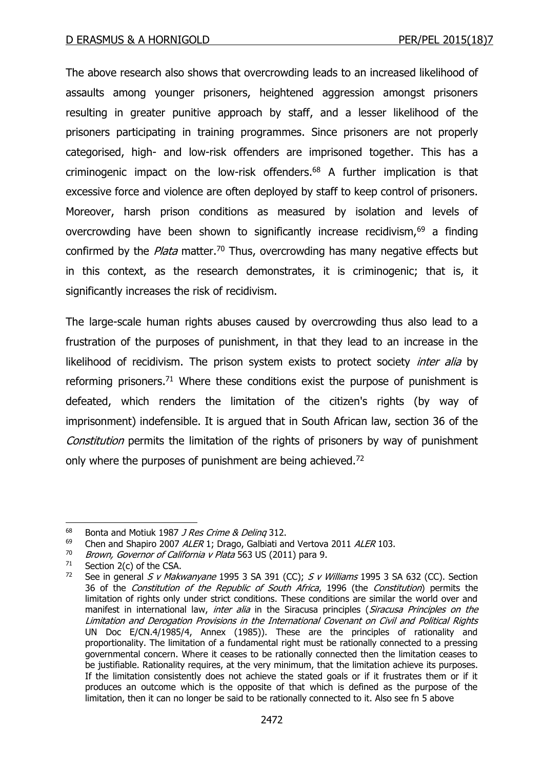The above research also shows that overcrowding leads to an increased likelihood of assaults among younger prisoners, heightened aggression amongst prisoners resulting in greater punitive approach by staff, and a lesser likelihood of the prisoners participating in training programmes. Since prisoners are not properly categorised, high- and low-risk offenders are imprisoned together. This has a criminogenic impact on the low-risk offenders.[68] A further implication is that excessive force and violence are often deployed by staff to keep control of prisoners. Moreover, harsh prison conditions as measured by isolation and levels of overcrowding have been shown to significantly increase recidivism,[69] a finding confirmed by the *Plata* matter.[70] Thus, overcrowding has many negative effects but in this context, as the research demonstrates, it is criminogenic; that is, it significantly increases the risk of recidivism.

The large-scale human rights abuses caused by overcrowding thus also lead to a frustration of the purposes of punishment, in that they lead to an increase in the likelihood of recidivism. The prison system exists to protect society *inter alia* by reforming prisoners.[71] Where these conditions exist the purpose of punishment is defeated, which renders the limitation of the citizen's rights (by way of imprisonment) indefensible. It is argued that in South African law, section 36 of the *Constitution* permits the limitation of the rights of prisoners by way of punishment only where the purposes of punishment are being achieved.[72]

---

[68] Bonta and Motiuk 1987 *J Res Crime & Delinq* 312.

[69] Chen and Shapiro 2007 *ALER* 1; Drago, Galbiati and Vertova 2011 *ALER* 103.

[70] *Brown, Governor of California v Plata* 563 US (2011) para 9.

[71] Section 2(c) of the CSA.

[72] See in general *S v Makwanyane* 1995 3 SA 391 (CC); *S v Williams* 1995 3 SA 632 (CC). Section 36 of the *Constitution of the Republic of South Africa*, 1996 (the *Constitution*) permits the limitation of rights only under strict conditions. These conditions are similar the world over and manifest in international law, *inter alia* in the Siracusa principles (*Siracusa Principles on the Limitation and Derogation Provisions in the International Covenant on Civil and Political Rights* UN Doc E/CN.4/1985/4, Annex (1985)). These are the principles of rationality and proportionality. The limitation of a fundamental right must be rationally connected to a pressing governmental concern. Where it ceases to be rationally connected then the limitation ceases to be justifiable. Rationality requires, at the very minimum, that the limitation achieve its purposes. If the limitation consistently does not achieve the stated goals or if it frustrates them or if it produces an outcome which is the opposite of that which is defined as the purpose of the limitation, then it can no longer be said to be rationally connected to it. Also see fn 5 above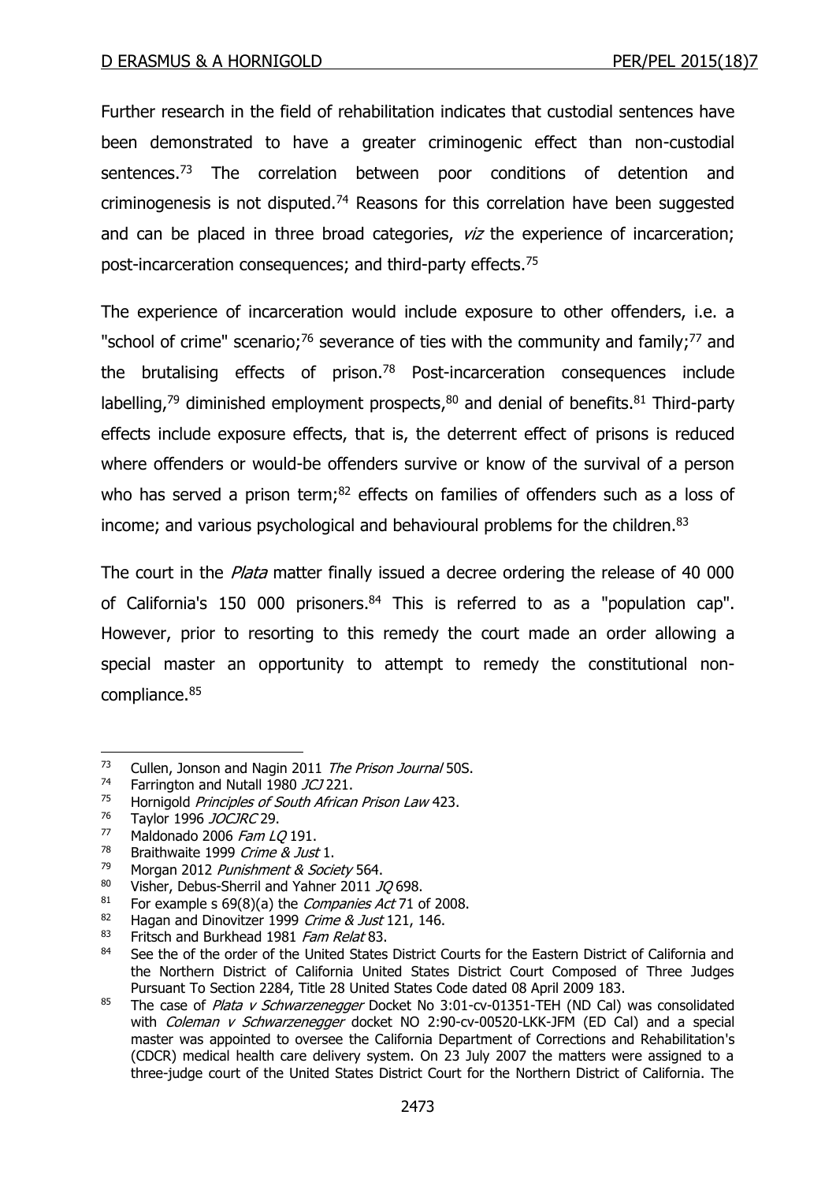Further research in the field of rehabilitation indicates that custodial sentences have been demonstrated to have a greater criminogenic effect than non-custodial sentences.[73] The correlation between poor conditions of detention and criminogenesis is not disputed.[74] Reasons for this correlation have been suggested and can be placed in three broad categories, *viz* the experience of incarceration; post-incarceration consequences; and third-party effects.[75]

The experience of incarceration would include exposure to other offenders, i.e. a "school of crime" scenario;[76] severance of ties with the community and family;[77] and the brutalising effects of prison.[78] Post-incarceration consequences include labelling,[79] diminished employment prospects,[80] and denial of benefits.[81] Third-party effects include exposure effects, that is, the deterrent effect of prisons is reduced where offenders or would-be offenders survive or know of the survival of a person who has served a prison term;[82] effects on families of offenders such as a loss of income; and various psychological and behavioural problems for the children.[83]

The court in the *Plata* matter finally issued a decree ordering the release of 40 000 of California's 150 000 prisoners.[84] This is referred to as a "population cap". However, prior to resorting to this remedy the court made an order allowing a special master an opportunity to attempt to remedy the constitutional non-compliance.[85]

---

[73] Cullen, Jonson and Nagin 2011 *The Prison Journal* 50S.

[74] Farrington and Nutall 1980 *JCJ* 221.

[75] Hornigold *Principles of South African Prison Law* 423.

[76] Taylor 1996 *JOCJRC* 29.

[77] Maldonado 2006 *Fam LQ* 191.

[78] Braithwaite 1999 *Crime & Just* 1.

[79] Morgan 2012 *Punishment & Society* 564.

[80] Visher, Debus-Sherril and Yahner 2011 *JQ* 698.

[81] For example s 69(8)(a) the *Companies Act* 71 of 2008.

[82] Hagan and Dinovitzer 1999 *Crime & Just* 121, 146.

[83] Fritsch and Burkhead 1981 *Fam Relat* 83.

[84] See the of the order of the United States District Courts for the Eastern District of California and the Northern District of California United States District Court Composed of Three Judges Pursuant To Section 2284, Title 28 United States Code dated 08 April 2009 183.

[85] The case of *Plata v Schwarzenegger* Docket No 3:01-cv-01351-TEH (ND Cal) was consolidated with *Coleman v Schwarzenegger* docket NO 2:90-cv-00520-LKK-JFM (ED Cal) and a special master was appointed to oversee the California Department of Corrections and Rehabilitation's (CDCR) medical health care delivery system. On 23 July 2007 the matters were assigned to a three-judge court of the United States District Court for the Northern District of California. The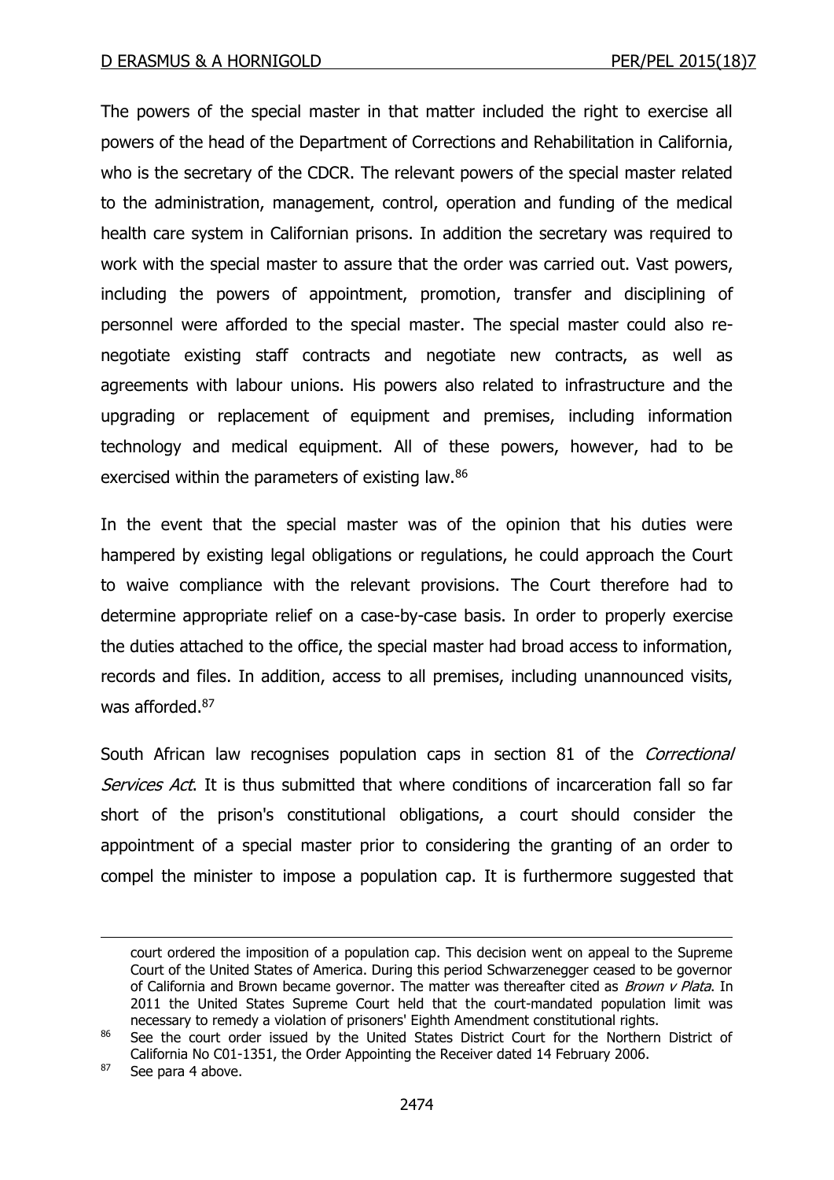The powers of the special master in that matter included the right to exercise all powers of the head of the Department of Corrections and Rehabilitation in California, who is the secretary of the CDCR. The relevant powers of the special master related to the administration, management, control, operation and funding of the medical health care system in Californian prisons. In addition the secretary was required to work with the special master to assure that the order was carried out. Vast powers, including the powers of appointment, promotion, transfer and disciplining of personnel were afforded to the special master. The special master could also re-negotiate existing staff contracts and negotiate new contracts, as well as agreements with labour unions. His powers also related to infrastructure and the upgrading or replacement of equipment and premises, including information technology and medical equipment. All of these powers, however, had to be exercised within the parameters of existing law.[86]

In the event that the special master was of the opinion that his duties were hampered by existing legal obligations or regulations, he could approach the Court to waive compliance with the relevant provisions. The Court therefore had to determine appropriate relief on a case-by-case basis. In order to properly exercise the duties attached to the office, the special master had broad access to information, records and files. In addition, access to all premises, including unannounced visits, was afforded.[87]

South African law recognises population caps in section 81 of the *Correctional Services Act*. It is thus submitted that where conditions of incarceration fall so far short of the prison's constitutional obligations, a court should consider the appointment of a special master prior to considering the granting of an order to compel the minister to impose a population cap. It is furthermore suggested that

---

court ordered the imposition of a population cap. This decision went on appeal to the Supreme Court of the United States of America. During this period Schwarzenegger ceased to be governor of California and Brown became governor. The matter was thereafter cited as *Brown v Plata*. In 2011 the United States Supreme Court held that the court-mandated population limit was necessary to remedy a violation of prisoners' Eighth Amendment constitutional rights.

[86] See the court order issued by the United States District Court for the Northern District of California No C01-1351, the Order Appointing the Receiver dated 14 February 2006.

[87] See para 4 above.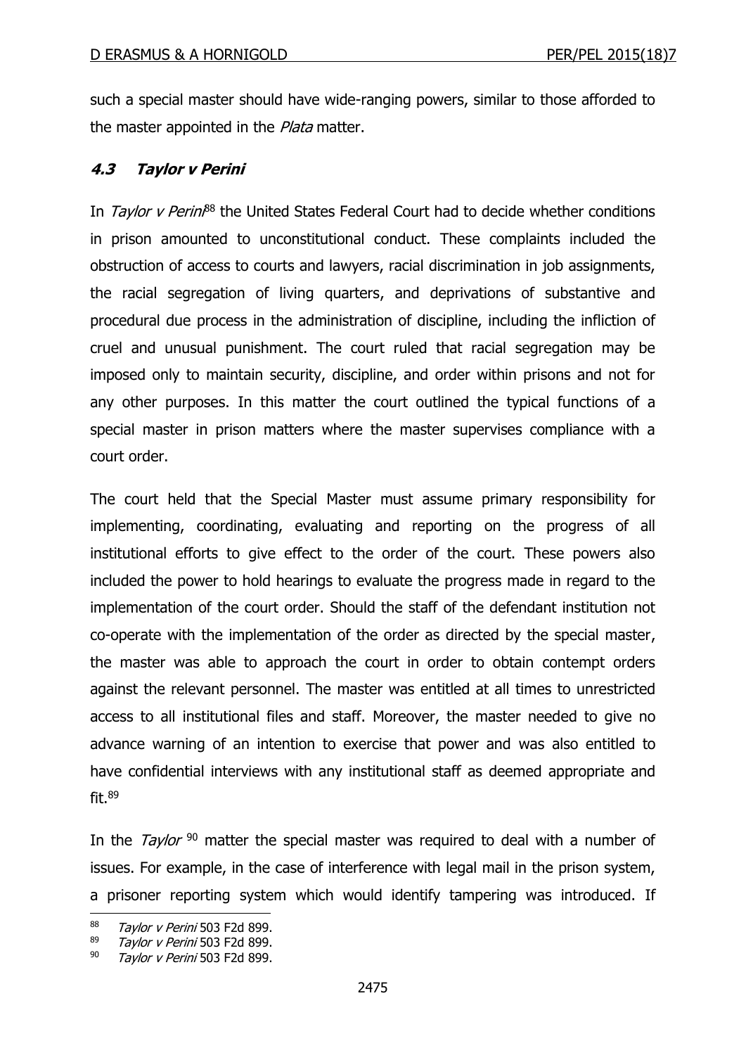such a special master should have wide-ranging powers, similar to those afforded to the master appointed in the *Plata* matter.

### *4.3 Taylor v Perini*

In *Taylor v Perini*[88] the United States Federal Court had to decide whether conditions in prison amounted to unconstitutional conduct. These complaints included the obstruction of access to courts and lawyers, racial discrimination in job assignments, the racial segregation of living quarters, and deprivations of substantive and procedural due process in the administration of discipline, including the infliction of cruel and unusual punishment. The court ruled that racial segregation may be imposed only to maintain security, discipline, and order within prisons and not for any other purposes. In this matter the court outlined the typical functions of a special master in prison matters where the master supervises compliance with a court order.

The court held that the Special Master must assume primary responsibility for implementing, coordinating, evaluating and reporting on the progress of all institutional efforts to give effect to the order of the court. These powers also included the power to hold hearings to evaluate the progress made in regard to the implementation of the court order. Should the staff of the defendant institution not co-operate with the implementation of the order as directed by the special master, the master was able to approach the court in order to obtain contempt orders against the relevant personnel. The master was entitled at all times to unrestricted access to all institutional files and staff. Moreover, the master needed to give no advance warning of an intention to exercise that power and was also entitled to have confidential interviews with any institutional staff as deemed appropriate and fit.[89]

In the *Taylor* [90] matter the special master was required to deal with a number of issues. For example, in the case of interference with legal mail in the prison system, a prisoner reporting system which would identify tampering was introduced. If

---

[88] *Taylor v Perini* 503 F2d 899.

[89] *Taylor v Perini* 503 F2d 899.

[90] *Taylor v Perini* 503 F2d 899.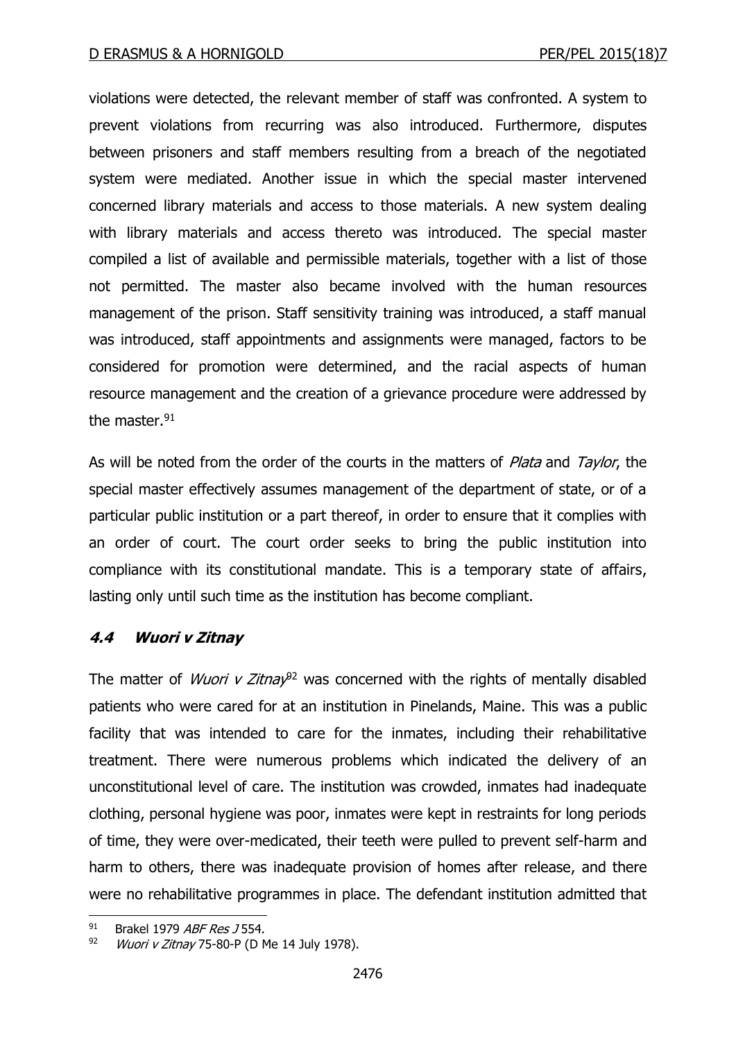violations were detected, the relevant member of staff was confronted. A system to prevent violations from recurring was also introduced. Furthermore, disputes between prisoners and staff members resulting from a breach of the negotiated system were mediated. Another issue in which the special master intervened concerned library materials and access to those materials. A new system dealing with library materials and access thereto was introduced. The special master compiled a list of available and permissible materials, together with a list of those not permitted. The master also became involved with the human resources management of the prison. Staff sensitivity training was introduced, a staff manual was introduced, staff appointments and assignments were managed, factors to be considered for promotion were determined, and the racial aspects of human resource management and the creation of a grievance procedure were addressed by the master.[91]

As will be noted from the order of the courts in the matters of *Plata* and *Taylor*, the special master effectively assumes management of the department of state, or of a particular public institution or a part thereof, in order to ensure that it complies with an order of court. The court order seeks to bring the public institution into compliance with its constitutional mandate. This is a temporary state of affairs, lasting only until such time as the institution has become compliant.

### *4.4 Wuori v Zitnay*

The matter of *Wuori v Zitnay*[92] was concerned with the rights of mentally disabled patients who were cared for at an institution in Pinelands, Maine. This was a public facility that was intended to care for the inmates, including their rehabilitative treatment. There were numerous problems which indicated the delivery of an unconstitutional level of care. The institution was crowded, inmates had inadequate clothing, personal hygiene was poor, inmates were kept in restraints for long periods of time, they were over-medicated, their teeth were pulled to prevent self-harm and harm to others, there was inadequate provision of homes after release, and there were no rehabilitative programmes in place. The defendant institution admitted that

[91] Brakel 1979 *ABF Res J* 554.

[92] *Wuori v Zitnay* 75-80-P (D Me 14 July 1978).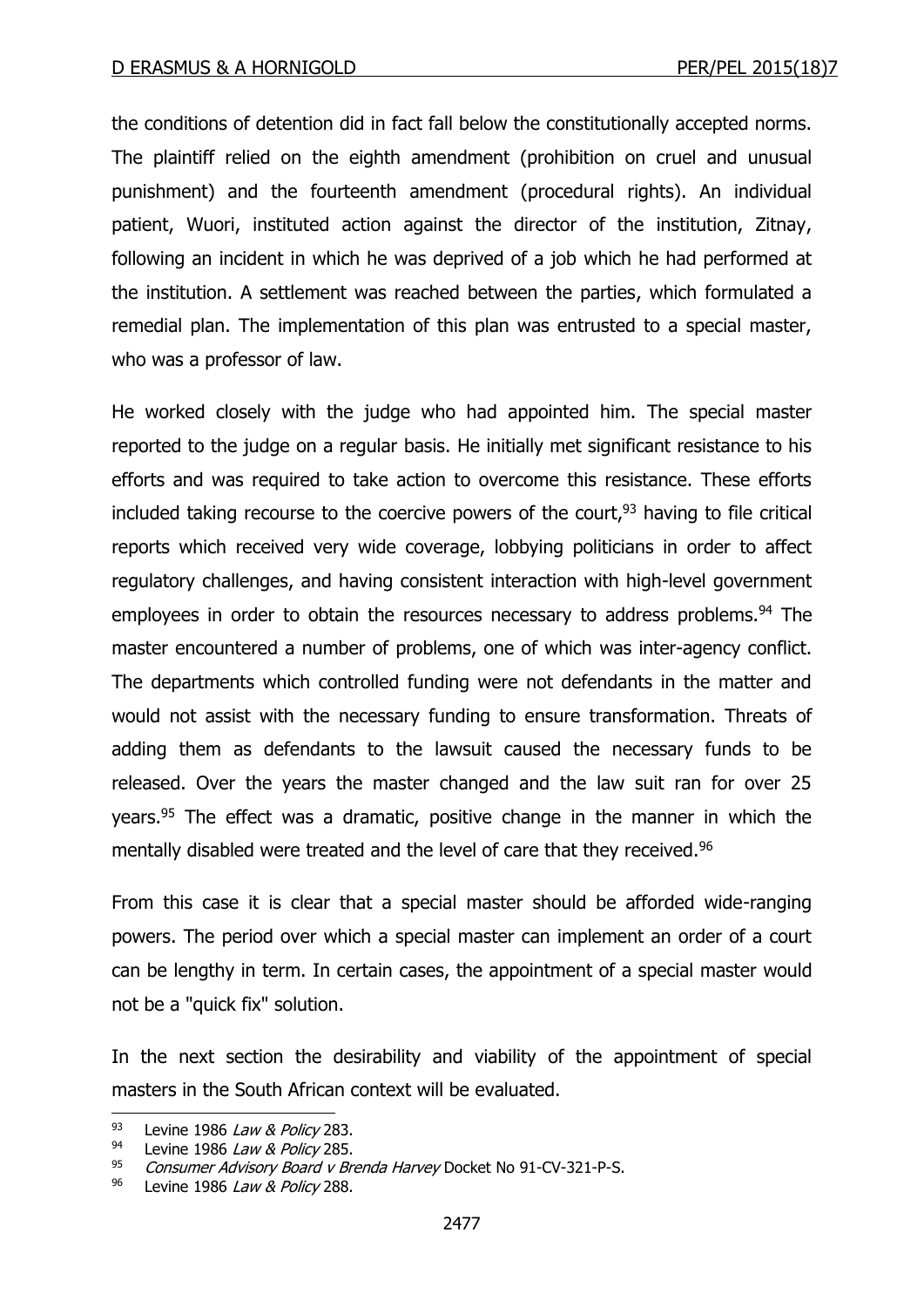the conditions of detention did in fact fall below the constitutionally accepted norms. The plaintiff relied on the eighth amendment (prohibition on cruel and unusual punishment) and the fourteenth amendment (procedural rights). An individual patient, Wuori, instituted action against the director of the institution, Zitnay, following an incident in which he was deprived of a job which he had performed at the institution. A settlement was reached between the parties, which formulated a remedial plan. The implementation of this plan was entrusted to a special master, who was a professor of law.

He worked closely with the judge who had appointed him. The special master reported to the judge on a regular basis. He initially met significant resistance to his efforts and was required to take action to overcome this resistance. These efforts included taking recourse to the coercive powers of the court,[93] having to file critical reports which received very wide coverage, lobbying politicians in order to affect regulatory challenges, and having consistent interaction with high-level government employees in order to obtain the resources necessary to address problems.[94] The master encountered a number of problems, one of which was inter-agency conflict. The departments which controlled funding were not defendants in the matter and would not assist with the necessary funding to ensure transformation. Threats of adding them as defendants to the lawsuit caused the necessary funds to be released. Over the years the master changed and the law suit ran for over 25 years.[95] The effect was a dramatic, positive change in the manner in which the mentally disabled were treated and the level of care that they received.[96]

From this case it is clear that a special master should be afforded wide-ranging powers. The period over which a special master can implement an order of a court can be lengthy in term. In certain cases, the appointment of a special master would not be a "quick fix" solution.

In the next section the desirability and viability of the appointment of special masters in the South African context will be evaluated.

---

93 Levine 1986 *Law & Policy* 283.

94 Levine 1986 *Law & Policy* 285.

95 *Consumer Advisory Board v Brenda Harvey* Docket No 91-CV-321-P-S.

96 Levine 1986 *Law & Policy* 288.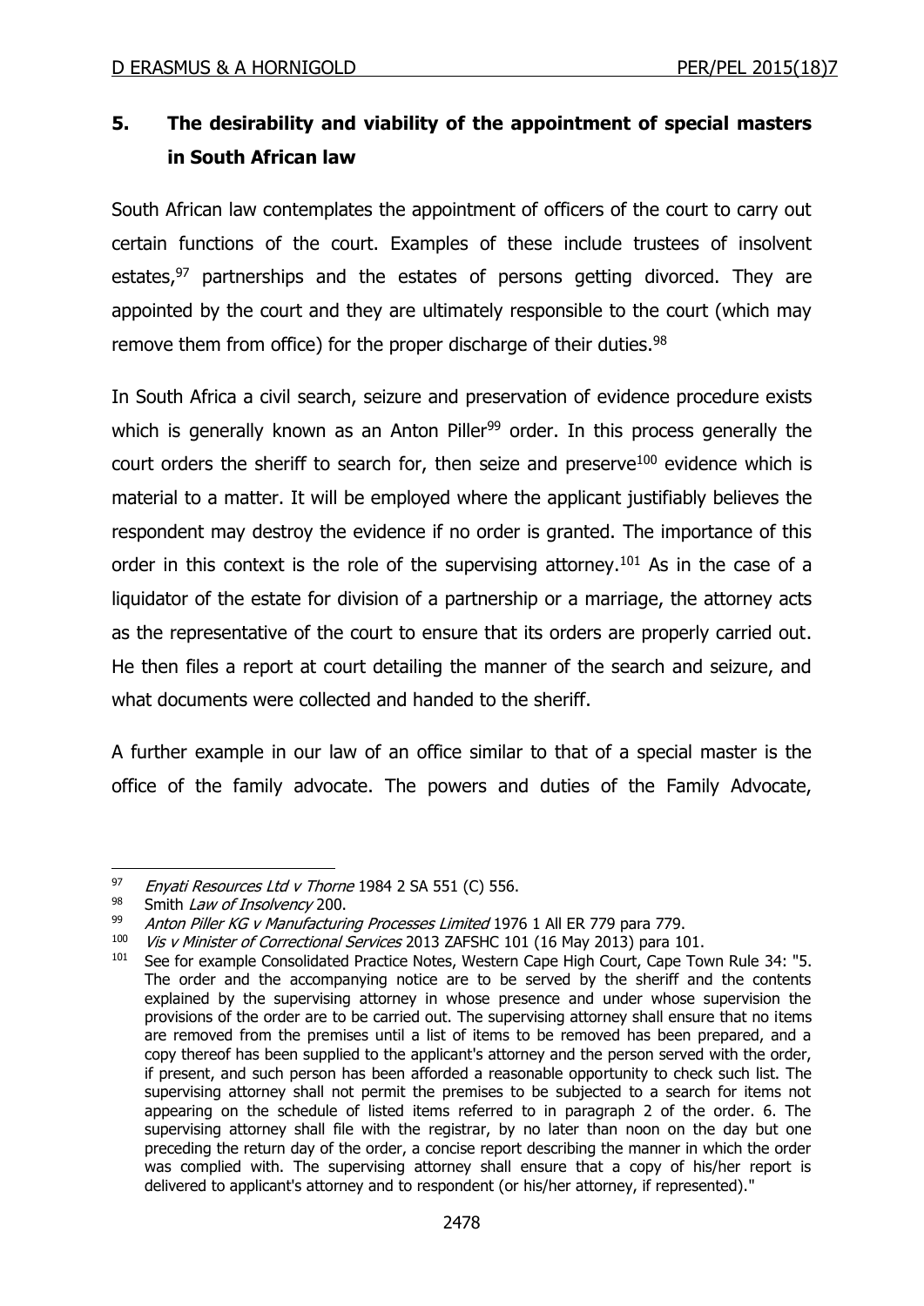## 5. The desirability and viability of the appointment of special masters in South African law

South African law contemplates the appointment of officers of the court to carry out certain functions of the court. Examples of these include trustees of insolvent estates,[97] partnerships and the estates of persons getting divorced. They are appointed by the court and they are ultimately responsible to the court (which may remove them from office) for the proper discharge of their duties.[98]

In South Africa a civil search, seizure and preservation of evidence procedure exists which is generally known as an Anton Piller[99] order. In this process generally the court orders the sheriff to search for, then seize and preserve[100] evidence which is material to a matter. It will be employed where the applicant justifiably believes the respondent may destroy the evidence if no order is granted. The importance of this order in this context is the role of the supervising attorney.[101] As in the case of a liquidator of the estate for division of a partnership or a marriage, the attorney acts as the representative of the court to ensure that its orders are properly carried out. He then files a report at court detailing the manner of the search and seizure, and what documents were collected and handed to the sheriff.

A further example in our law of an office similar to that of a special master is the office of the family advocate. The powers and duties of the Family Advocate,

---

[97] *Enyati Resources Ltd v Thorne* 1984 2 SA 551 (C) 556.

[98] Smith *Law of Insolvency* 200.

[99] *Anton Piller KG v Manufacturing Processes Limited* 1976 1 All ER 779 para 779.

[100] *Vis v Minister of Correctional Services* 2013 ZAFSHC 101 (16 May 2013) para 101.

[101] See for example Consolidated Practice Notes, Western Cape High Court, Cape Town Rule 34: "5. The order and the accompanying notice are to be served by the sheriff and the contents explained by the supervising attorney in whose presence and under whose supervision the provisions of the order are to be carried out. The supervising attorney shall ensure that no items are removed from the premises until a list of items to be removed has been prepared, and a copy thereof has been supplied to the applicant's attorney and the person served with the order, if present, and such person has been afforded a reasonable opportunity to check such list. The supervising attorney shall not permit the premises to be subjected to a search for items not appearing on the schedule of listed items referred to in paragraph 2 of the order. 6. The supervising attorney shall file with the registrar, by no later than noon on the day but one preceding the return day of the order, a concise report describing the manner in which the order was complied with. The supervising attorney shall ensure that a copy of his/her report is delivered to applicant's attorney and to respondent (or his/her attorney, if represented)."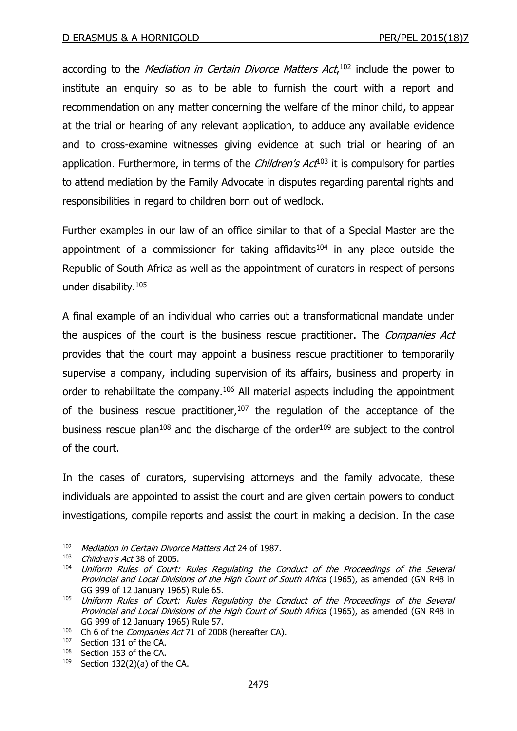according to the *Mediation in Certain Divorce Matters Act*,[102] include the power to institute an enquiry so as to be able to furnish the court with a report and recommendation on any matter concerning the welfare of the minor child, to appear at the trial or hearing of any relevant application, to adduce any available evidence and to cross-examine witnesses giving evidence at such trial or hearing of an application. Furthermore, in terms of the *Children's Act*[103] it is compulsory for parties to attend mediation by the Family Advocate in disputes regarding parental rights and responsibilities in regard to children born out of wedlock.

Further examples in our law of an office similar to that of a Special Master are the appointment of a commissioner for taking affidavits[104] in any place outside the Republic of South Africa as well as the appointment of curators in respect of persons under disability.[105]

A final example of an individual who carries out a transformational mandate under the auspices of the court is the business rescue practitioner. The *Companies Act* provides that the court may appoint a business rescue practitioner to temporarily supervise a company, including supervision of its affairs, business and property in order to rehabilitate the company.[106] All material aspects including the appointment of the business rescue practitioner,[107] the regulation of the acceptance of the business rescue plan[108] and the discharge of the order[109] are subject to the control of the court.

In the cases of curators, supervising attorneys and the family advocate, these individuals are appointed to assist the court and are given certain powers to conduct investigations, compile reports and assist the court in making a decision. In the case

---

[102] *Mediation in Certain Divorce Matters Act* 24 of 1987.

[103] *Children's Act* 38 of 2005.

[104] *Uniform Rules of Court: Rules Regulating the Conduct of the Proceedings of the Several Provincial and Local Divisions of the High Court of South Africa* (1965), as amended (GN R48 in GG 999 of 12 January 1965) Rule 65.

[105] *Uniform Rules of Court: Rules Regulating the Conduct of the Proceedings of the Several Provincial and Local Divisions of the High Court of South Africa* (1965), as amended (GN R48 in GG 999 of 12 January 1965) Rule 57.

[106] Ch 6 of the *Companies Act* 71 of 2008 (hereafter CA).

[107] Section 131 of the CA.

[108] Section 153 of the CA.

[109] Section 132(2)(a) of the CA.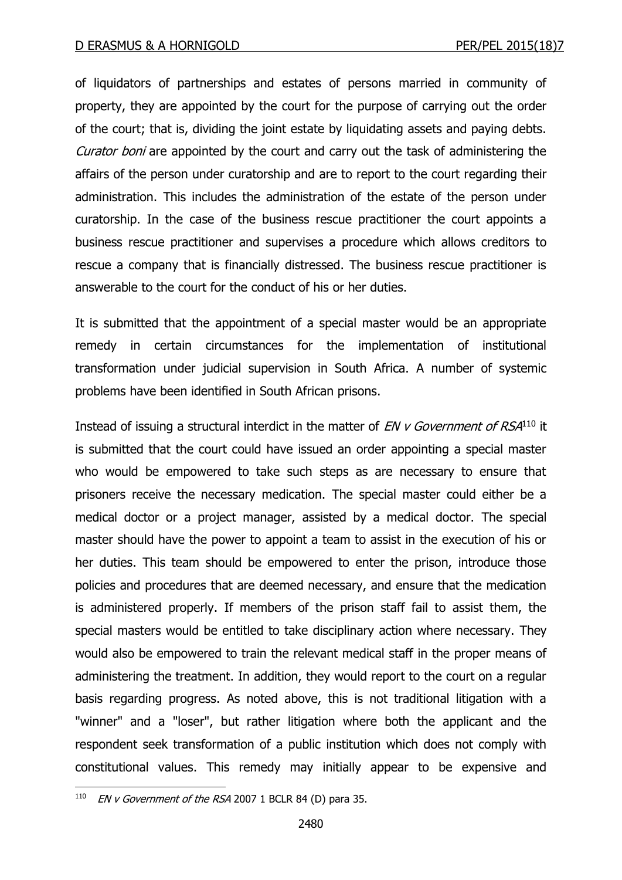of liquidators of partnerships and estates of persons married in community of property, they are appointed by the court for the purpose of carrying out the order of the court; that is, dividing the joint estate by liquidating assets and paying debts. *Curator boni* are appointed by the court and carry out the task of administering the affairs of the person under curatorship and are to report to the court regarding their administration. This includes the administration of the estate of the person under curatorship. In the case of the business rescue practitioner the court appoints a business rescue practitioner and supervises a procedure which allows creditors to rescue a company that is financially distressed. The business rescue practitioner is answerable to the court for the conduct of his or her duties.

It is submitted that the appointment of a special master would be an appropriate remedy in certain circumstances for the implementation of institutional transformation under judicial supervision in South Africa. A number of systemic problems have been identified in South African prisons.

Instead of issuing a structural interdict in the matter of *EN v Government of RSA*[110] it is submitted that the court could have issued an order appointing a special master who would be empowered to take such steps as are necessary to ensure that prisoners receive the necessary medication. The special master could either be a medical doctor or a project manager, assisted by a medical doctor. The special master should have the power to appoint a team to assist in the execution of his or her duties. This team should be empowered to enter the prison, introduce those policies and procedures that are deemed necessary, and ensure that the medication is administered properly. If members of the prison staff fail to assist them, the special masters would be entitled to take disciplinary action where necessary. They would also be empowered to train the relevant medical staff in the proper means of administering the treatment. In addition, they would report to the court on a regular basis regarding progress. As noted above, this is not traditional litigation with a "winner" and a "loser", but rather litigation where both the applicant and the respondent seek transformation of a public institution which does not comply with constitutional values. This remedy may initially appear to be expensive and

---

[110] *EN v Government of the RSA* 2007 1 BCLR 84 (D) para 35.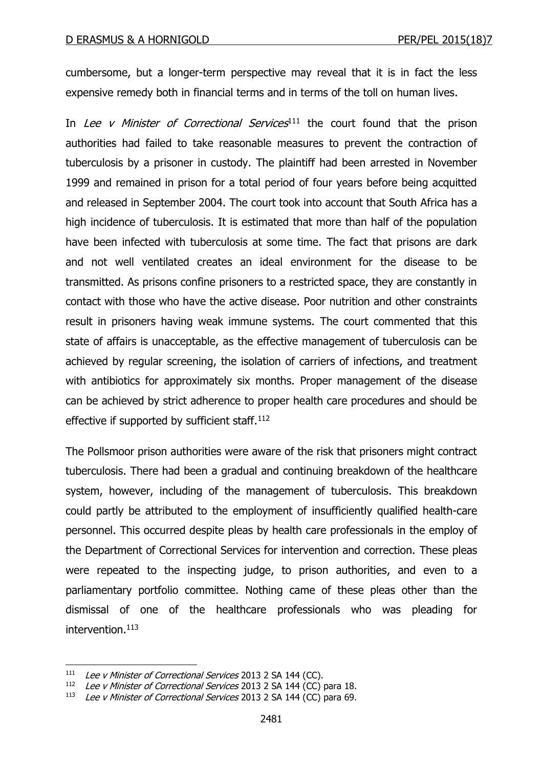cumbersome, but a longer-term perspective may reveal that it is in fact the less expensive remedy both in financial terms and in terms of the toll on human lives.

In *Lee v Minister of Correctional Services*[111] the court found that the prison authorities had failed to take reasonable measures to prevent the contraction of tuberculosis by a prisoner in custody. The plaintiff had been arrested in November 1999 and remained in prison for a total period of four years before being acquitted and released in September 2004. The court took into account that South Africa has a high incidence of tuberculosis. It is estimated that more than half of the population have been infected with tuberculosis at some time. The fact that prisons are dark and not well ventilated creates an ideal environment for the disease to be transmitted. As prisons confine prisoners to a restricted space, they are constantly in contact with those who have the active disease. Poor nutrition and other constraints result in prisoners having weak immune systems. The court commented that this state of affairs is unacceptable, as the effective management of tuberculosis can be achieved by regular screening, the isolation of carriers of infections, and treatment with antibiotics for approximately six months. Proper management of the disease can be achieved by strict adherence to proper health care procedures and should be effective if supported by sufficient staff.[112]

The Pollsmoor prison authorities were aware of the risk that prisoners might contract tuberculosis. There had been a gradual and continuing breakdown of the healthcare system, however, including of the management of tuberculosis. This breakdown could partly be attributed to the employment of insufficiently qualified health-care personnel. This occurred despite pleas by health care professionals in the employ of the Department of Correctional Services for intervention and correction. These pleas were repeated to the inspecting judge, to prison authorities, and even to a parliamentary portfolio committee. Nothing came of these pleas other than the dismissal of one of the healthcare professionals who was pleading for intervention.[113]

---

[111] *Lee v Minister of Correctional Services* 2013 2 SA 144 (CC).

[112] *Lee v Minister of Correctional Services* 2013 2 SA 144 (CC) para 18.

[113] *Lee v Minister of Correctional Services* 2013 2 SA 144 (CC) para 69.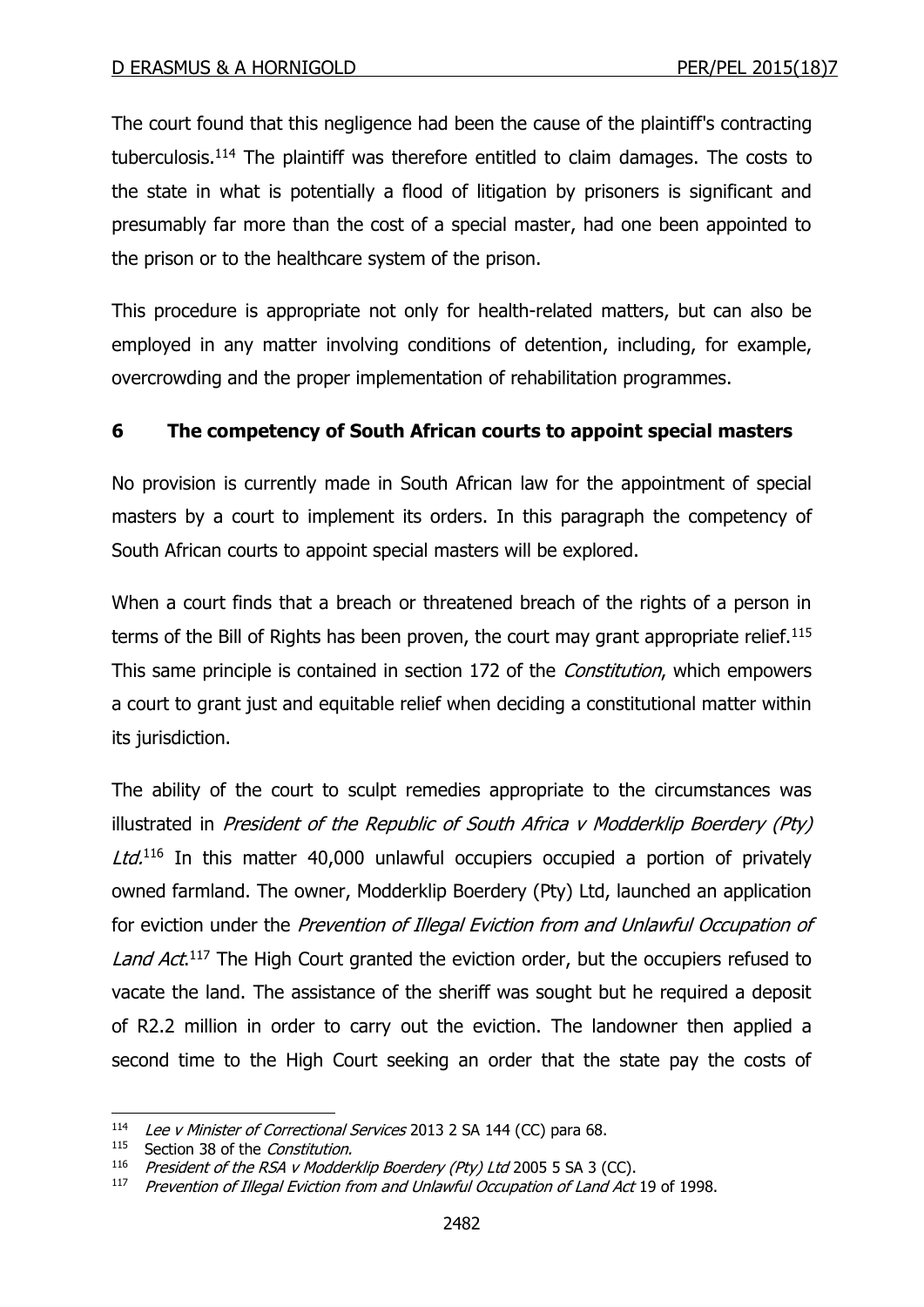The court found that this negligence had been the cause of the plaintiff's contracting tuberculosis.[114] The plaintiff was therefore entitled to claim damages. The costs to the state in what is potentially a flood of litigation by prisoners is significant and presumably far more than the cost of a special master, had one been appointed to the prison or to the healthcare system of the prison.

This procedure is appropriate not only for health-related matters, but can also be employed in any matter involving conditions of detention, including, for example, overcrowding and the proper implementation of rehabilitation programmes.

## 6 The competency of South African courts to appoint special masters

No provision is currently made in South African law for the appointment of special masters by a court to implement its orders. In this paragraph the competency of South African courts to appoint special masters will be explored.

When a court finds that a breach or threatened breach of the rights of a person in terms of the Bill of Rights has been proven, the court may grant appropriate relief.[115] This same principle is contained in section 172 of the *Constitution*, which empowers a court to grant just and equitable relief when deciding a constitutional matter within its jurisdiction.

The ability of the court to sculpt remedies appropriate to the circumstances was illustrated in *President of the Republic of South Africa v Modderklip Boerdery (Pty) Ltd*.[116] In this matter 40,000 unlawful occupiers occupied a portion of privately owned farmland. The owner, Modderklip Boerdery (Pty) Ltd, launched an application for eviction under the *Prevention of Illegal Eviction from and Unlawful Occupation of Land Act*.[117] The High Court granted the eviction order, but the occupiers refused to vacate the land. The assistance of the sheriff was sought but he required a deposit of R2.2 million in order to carry out the eviction. The landowner then applied a second time to the High Court seeking an order that the state pay the costs of

---

114 *Lee v Minister of Correctional Services* 2013 2 SA 144 (CC) para 68.

115 Section 38 of the *Constitution.*

116 *President of the RSA v Modderklip Boerdery (Pty) Ltd* 2005 5 SA 3 (CC).

117 *Prevention of Illegal Eviction from and Unlawful Occupation of Land Act* 19 of 1998.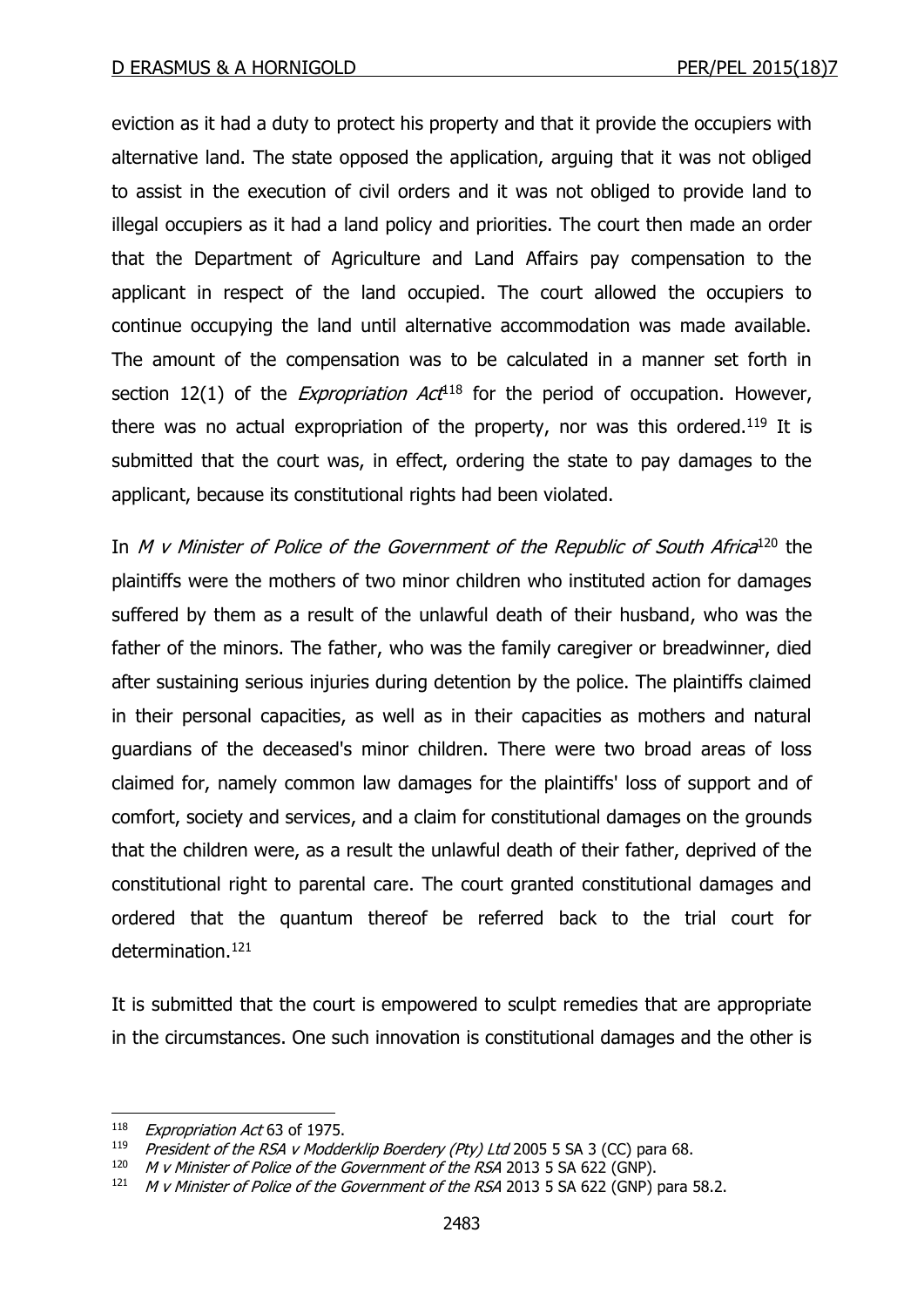eviction as it had a duty to protect his property and that it provide the occupiers with alternative land. The state opposed the application, arguing that it was not obliged to assist in the execution of civil orders and it was not obliged to provide land to illegal occupiers as it had a land policy and priorities. The court then made an order that the Department of Agriculture and Land Affairs pay compensation to the applicant in respect of the land occupied. The court allowed the occupiers to continue occupying the land until alternative accommodation was made available. The amount of the compensation was to be calculated in a manner set forth in section 12(1) of the *Expropriation Act*[118] for the period of occupation. However, there was no actual expropriation of the property, nor was this ordered.[119] It is submitted that the court was, in effect, ordering the state to pay damages to the applicant, because its constitutional rights had been violated.

In *M v Minister of Police of the Government of the Republic of South Africa*[120] the plaintiffs were the mothers of two minor children who instituted action for damages suffered by them as a result of the unlawful death of their husband, who was the father of the minors. The father, who was the family caregiver or breadwinner, died after sustaining serious injuries during detention by the police. The plaintiffs claimed in their personal capacities, as well as in their capacities as mothers and natural guardians of the deceased's minor children. There were two broad areas of loss claimed for, namely common law damages for the plaintiffs' loss of support and of comfort, society and services, and a claim for constitutional damages on the grounds that the children were, as a result the unlawful death of their father, deprived of the constitutional right to parental care. The court granted constitutional damages and ordered that the quantum thereof be referred back to the trial court for determination.[121]

It is submitted that the court is empowered to sculpt remedies that are appropriate in the circumstances. One such innovation is constitutional damages and the other is

---

[118] *Expropriation Act* 63 of 1975.

[119] *President of the RSA v Modderklip Boerdery (Pty) Ltd* 2005 5 SA 3 (CC) para 68.

[120] *M v Minister of Police of the Government of the RSA* 2013 5 SA 622 (GNP).

[121] *M v Minister of Police of the Government of the RSA* 2013 5 SA 622 (GNP) para 58.2.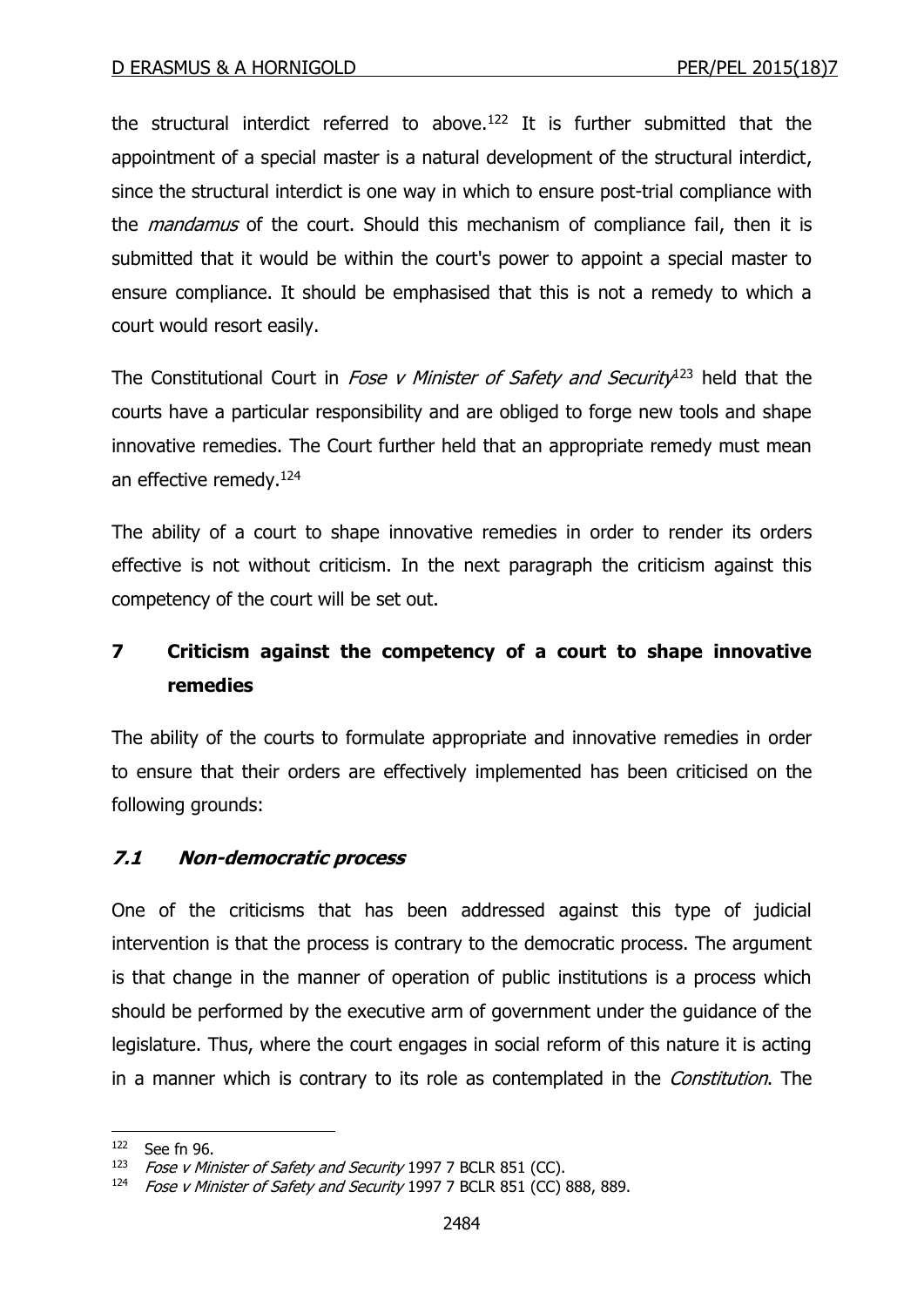the structural interdict referred to above.[122] It is further submitted that the appointment of a special master is a natural development of the structural interdict, since the structural interdict is one way in which to ensure post-trial compliance with the *mandamus* of the court. Should this mechanism of compliance fail, then it is submitted that it would be within the court's power to appoint a special master to ensure compliance. It should be emphasised that this is not a remedy to which a court would resort easily.

The Constitutional Court in *Fose v Minister of Safety and Security*[123] held that the courts have a particular responsibility and are obliged to forge new tools and shape innovative remedies. The Court further held that an appropriate remedy must mean an effective remedy.[124]

The ability of a court to shape innovative remedies in order to render its orders effective is not without criticism. In the next paragraph the criticism against this competency of the court will be set out.

## 7 Criticism against the competency of a court to shape innovative remedies

The ability of the courts to formulate appropriate and innovative remedies in order to ensure that their orders are effectively implemented has been criticised on the following grounds:

### *7.1 Non-democratic process*

One of the criticisms that has been addressed against this type of judicial intervention is that the process is contrary to the democratic process. The argument is that change in the manner of operation of public institutions is a process which should be performed by the executive arm of government under the guidance of the legislature. Thus, where the court engages in social reform of this nature it is acting in a manner which is contrary to its role as contemplated in the *Constitution*. The

---

[122] See fn 96.

[123] *Fose v Minister of Safety and Security* 1997 7 BCLR 851 (CC).

[124] *Fose v Minister of Safety and Security* 1997 7 BCLR 851 (CC) 888, 889.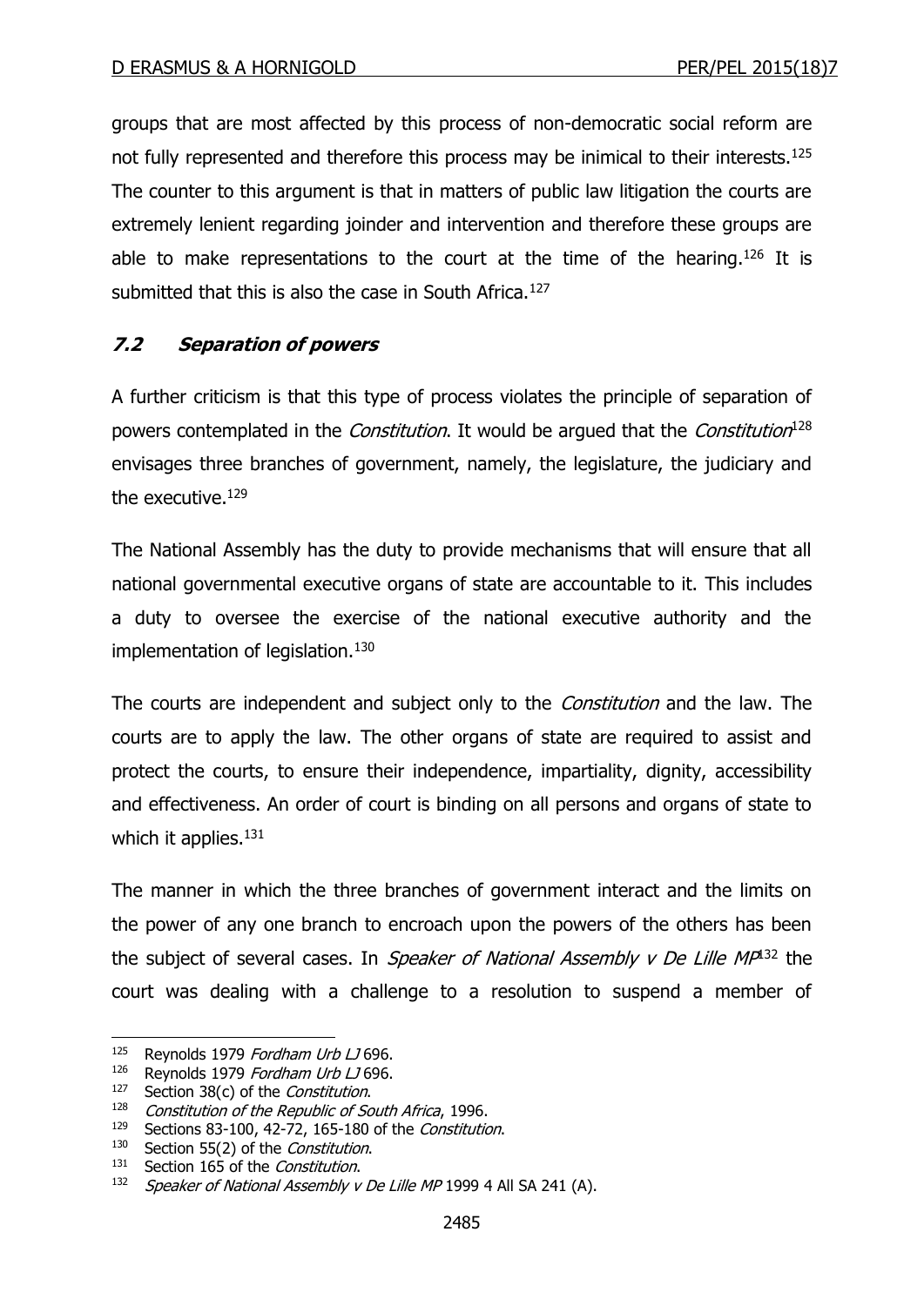groups that are most affected by this process of non-democratic social reform are not fully represented and therefore this process may be inimical to their interests.[125] The counter to this argument is that in matters of public law litigation the courts are extremely lenient regarding joinder and intervention and therefore these groups are able to make representations to the court at the time of the hearing.[126] It is submitted that this is also the case in South Africa.[127]

### *7.2 Separation of powers*

A further criticism is that this type of process violates the principle of separation of powers contemplated in the *Constitution*. It would be argued that the *Constitution*[128] envisages three branches of government, namely, the legislature, the judiciary and the executive.[129]

The National Assembly has the duty to provide mechanisms that will ensure that all national governmental executive organs of state are accountable to it. This includes a duty to oversee the exercise of the national executive authority and the implementation of legislation.[130]

The courts are independent and subject only to the *Constitution* and the law. The courts are to apply the law. The other organs of state are required to assist and protect the courts, to ensure their independence, impartiality, dignity, accessibility and effectiveness. An order of court is binding on all persons and organs of state to which it applies.[131]

The manner in which the three branches of government interact and the limits on the power of any one branch to encroach upon the powers of the others has been the subject of several cases. In *Speaker of National Assembly v De Lille MP*[132] the court was dealing with a challenge to a resolution to suspend a member of

---

[125] Reynolds 1979 *Fordham Urb LJ* 696.

[126] Reynolds 1979 *Fordham Urb LJ* 696.

[127] Section 38(c) of the *Constitution*.

[128] *Constitution of the Republic of South Africa*, 1996.

[129] Sections 83-100, 42-72, 165-180 of the *Constitution*.

[130] Section 55(2) of the *Constitution*.

[131] Section 165 of the *Constitution*.

[132] *Speaker of National Assembly v De Lille MP* 1999 4 All SA 241 (A).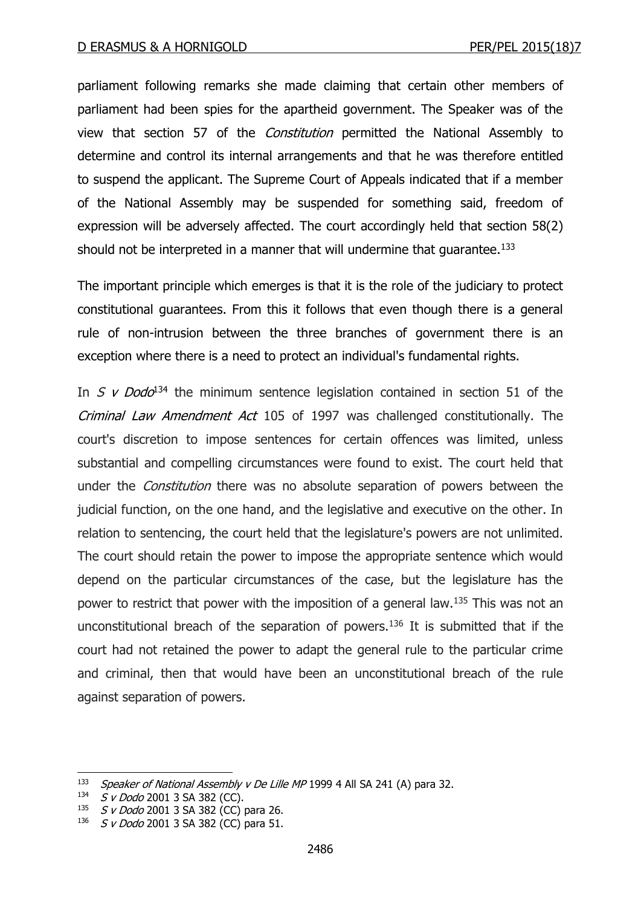parliament following remarks she made claiming that certain other members of parliament had been spies for the apartheid government. The Speaker was of the view that section 57 of the *Constitution* permitted the National Assembly to determine and control its internal arrangements and that he was therefore entitled to suspend the applicant. The Supreme Court of Appeals indicated that if a member of the National Assembly may be suspended for something said, freedom of expression will be adversely affected. The court accordingly held that section 58(2) should not be interpreted in a manner that will undermine that guarantee.[133]

The important principle which emerges is that it is the role of the judiciary to protect constitutional guarantees. From this it follows that even though there is a general rule of non-intrusion between the three branches of government there is an exception where there is a need to protect an individual's fundamental rights.

In *S v Dodo*[134] the minimum sentence legislation contained in section 51 of the *Criminal Law Amendment Act* 105 of 1997 was challenged constitutionally. The court's discretion to impose sentences for certain offences was limited, unless substantial and compelling circumstances were found to exist. The court held that under the *Constitution* there was no absolute separation of powers between the judicial function, on the one hand, and the legislative and executive on the other. In relation to sentencing, the court held that the legislature's powers are not unlimited. The court should retain the power to impose the appropriate sentence which would depend on the particular circumstances of the case, but the legislature has the power to restrict that power with the imposition of a general law.[135] This was not an unconstitutional breach of the separation of powers.[136] It is submitted that if the court had not retained the power to adapt the general rule to the particular crime and criminal, then that would have been an unconstitutional breach of the rule against separation of powers.

---

[133] *Speaker of National Assembly v De Lille MP* 1999 4 All SA 241 (A) para 32.

[134] *S v Dodo* 2001 3 SA 382 (CC).

[135] *S v Dodo* 2001 3 SA 382 (CC) para 26.

[136] *S v Dodo* 2001 3 SA 382 (CC) para 51.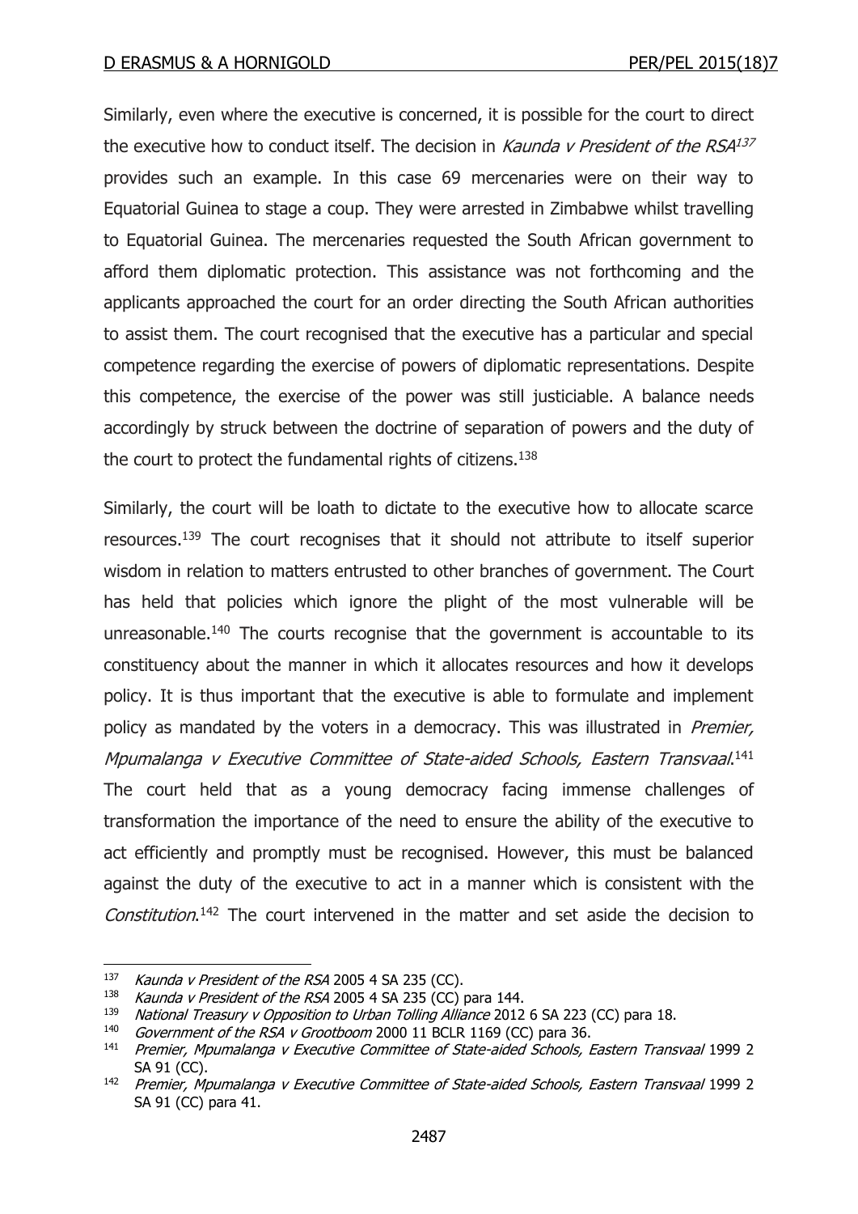Similarly, even where the executive is concerned, it is possible for the court to direct the executive how to conduct itself. The decision in *Kaunda v President of the RSA*[137] provides such an example. In this case 69 mercenaries were on their way to Equatorial Guinea to stage a coup. They were arrested in Zimbabwe whilst travelling to Equatorial Guinea. The mercenaries requested the South African government to afford them diplomatic protection. This assistance was not forthcoming and the applicants approached the court for an order directing the South African authorities to assist them. The court recognised that the executive has a particular and special competence regarding the exercise of powers of diplomatic representations. Despite this competence, the exercise of the power was still justiciable. A balance needs accordingly by struck between the doctrine of separation of powers and the duty of the court to protect the fundamental rights of citizens.[138]

Similarly, the court will be loath to dictate to the executive how to allocate scarce resources.[139] The court recognises that it should not attribute to itself superior wisdom in relation to matters entrusted to other branches of government. The Court has held that policies which ignore the plight of the most vulnerable will be unreasonable.[140] The courts recognise that the government is accountable to its constituency about the manner in which it allocates resources and how it develops policy. It is thus important that the executive is able to formulate and implement policy as mandated by the voters in a democracy. This was illustrated in *Premier, Mpumalanga v Executive Committee of State-aided Schools, Eastern Transvaal*.[141] The court held that as a young democracy facing immense challenges of transformation the importance of the need to ensure the ability of the executive to act efficiently and promptly must be recognised. However, this must be balanced against the duty of the executive to act in a manner which is consistent with the *Constitution*.[142] The court intervened in the matter and set aside the decision to

---

[137] *Kaunda v President of the RSA* 2005 4 SA 235 (CC).

[138] *Kaunda v President of the RSA* 2005 4 SA 235 (CC) para 144.

[139] *National Treasury v Opposition to Urban Tolling Alliance* 2012 6 SA 223 (CC) para 18.

[140] *Government of the RSA v Grootboom* 2000 11 BCLR 1169 (CC) para 36.

[141] *Premier, Mpumalanga v Executive Committee of State-aided Schools, Eastern Transvaal* 1999 2 SA 91 (CC).

[142] *Premier, Mpumalanga v Executive Committee of State-aided Schools, Eastern Transvaal* 1999 2 SA 91 (CC) para 41.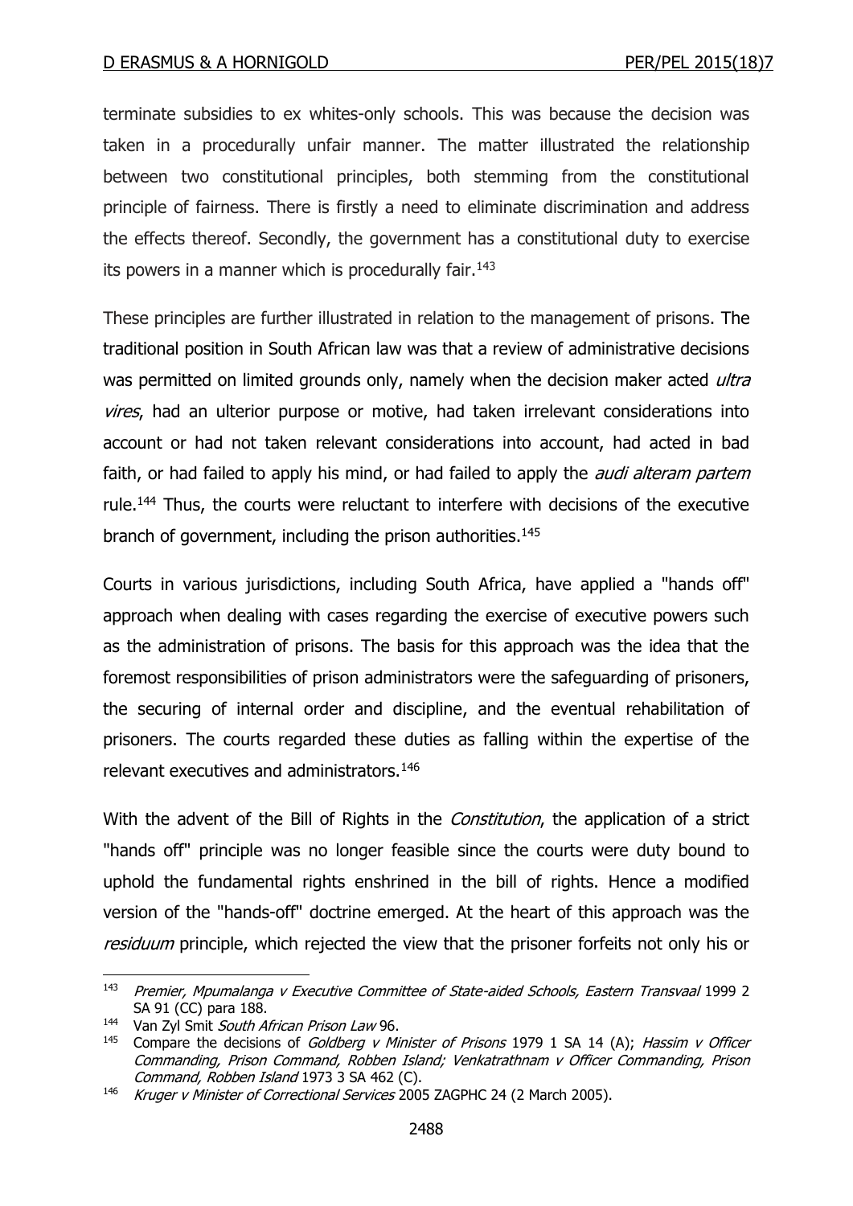terminate subsidies to ex whites-only schools. This was because the decision was taken in a procedurally unfair manner. The matter illustrated the relationship between two constitutional principles, both stemming from the constitutional principle of fairness. There is firstly a need to eliminate discrimination and address the effects thereof. Secondly, the government has a constitutional duty to exercise its powers in a manner which is procedurally fair.[143]

These principles are further illustrated in relation to the management of prisons. The traditional position in South African law was that a review of administrative decisions was permitted on limited grounds only, namely when the decision maker acted *ultra vires*, had an ulterior purpose or motive, had taken irrelevant considerations into account or had not taken relevant considerations into account, had acted in bad faith, or had failed to apply his mind, or had failed to apply the *audi alteram partem* rule.[144] Thus, the courts were reluctant to interfere with decisions of the executive branch of government, including the prison authorities.[145]

Courts in various jurisdictions, including South Africa, have applied a "hands off" approach when dealing with cases regarding the exercise of executive powers such as the administration of prisons. The basis for this approach was the idea that the foremost responsibilities of prison administrators were the safeguarding of prisoners, the securing of internal order and discipline, and the eventual rehabilitation of prisoners. The courts regarded these duties as falling within the expertise of the relevant executives and administrators.[146]

With the advent of the Bill of Rights in the *Constitution*, the application of a strict "hands off" principle was no longer feasible since the courts were duty bound to uphold the fundamental rights enshrined in the bill of rights. Hence a modified version of the "hands-off" doctrine emerged. At the heart of this approach was the *residuum* principle, which rejected the view that the prisoner forfeits not only his or

---

143 *Premier, Mpumalanga v Executive Committee of State-aided Schools, Eastern Transvaal* 1999 2 SA 91 (CC) para 188.

144 Van Zyl Smit *South African Prison Law* 96.

145 Compare the decisions of *Goldberg v Minister of Prisons* 1979 1 SA 14 (A); *Hassim v Officer Commanding, Prison Command, Robben Island; Venkatrathnam v Officer Commanding, Prison Command, Robben Island* 1973 3 SA 462 (C).

146 *Kruger v Minister of Correctional Services* 2005 ZAGPHC 24 (2 March 2005).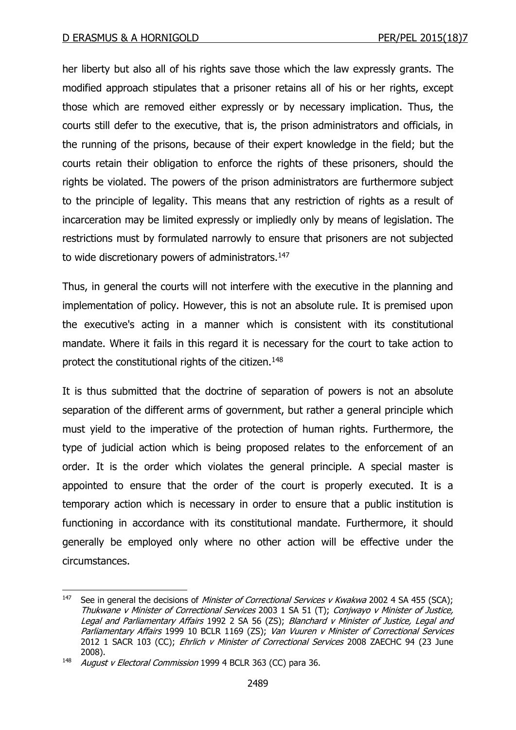her liberty but also all of his rights save those which the law expressly grants. The modified approach stipulates that a prisoner retains all of his or her rights, except those which are removed either expressly or by necessary implication. Thus, the courts still defer to the executive, that is, the prison administrators and officials, in the running of the prisons, because of their expert knowledge in the field; but the courts retain their obligation to enforce the rights of these prisoners, should the rights be violated. The powers of the prison administrators are furthermore subject to the principle of legality. This means that any restriction of rights as a result of incarceration may be limited expressly or impliedly only by means of legislation. The restrictions must by formulated narrowly to ensure that prisoners are not subjected to wide discretionary powers of administrators.[147]

Thus, in general the courts will not interfere with the executive in the planning and implementation of policy. However, this is not an absolute rule. It is premised upon the executive's acting in a manner which is consistent with its constitutional mandate. Where it fails in this regard it is necessary for the court to take action to protect the constitutional rights of the citizen.[148]

It is thus submitted that the doctrine of separation of powers is not an absolute separation of the different arms of government, but rather a general principle which must yield to the imperative of the protection of human rights. Furthermore, the type of judicial action which is being proposed relates to the enforcement of an order. It is the order which violates the general principle. A special master is appointed to ensure that the order of the court is properly executed. It is a temporary action which is necessary in order to ensure that a public institution is functioning in accordance with its constitutional mandate. Furthermore, it should generally be employed only where no other action will be effective under the circumstances.

---

[147] See in general the decisions of *Minister of Correctional Services v Kwakwa* 2002 4 SA 455 (SCA); *Thukwane v Minister of Correctional Services* 2003 1 SA 51 (T); *Conjwayo v Minister of Justice, Legal and Parliamentary Affairs* 1992 2 SA 56 (ZS); *Blanchard v Minister of Justice, Legal and Parliamentary Affairs* 1999 10 BCLR 1169 (ZS); *Van Vuuren v Minister of Correctional Services* 2012 1 SACR 103 (CC); *Ehrlich v Minister of Correctional Services* 2008 ZAECHC 94 (23 June 2008).

[148] *August v Electoral Commission* 1999 4 BCLR 363 (CC) para 36.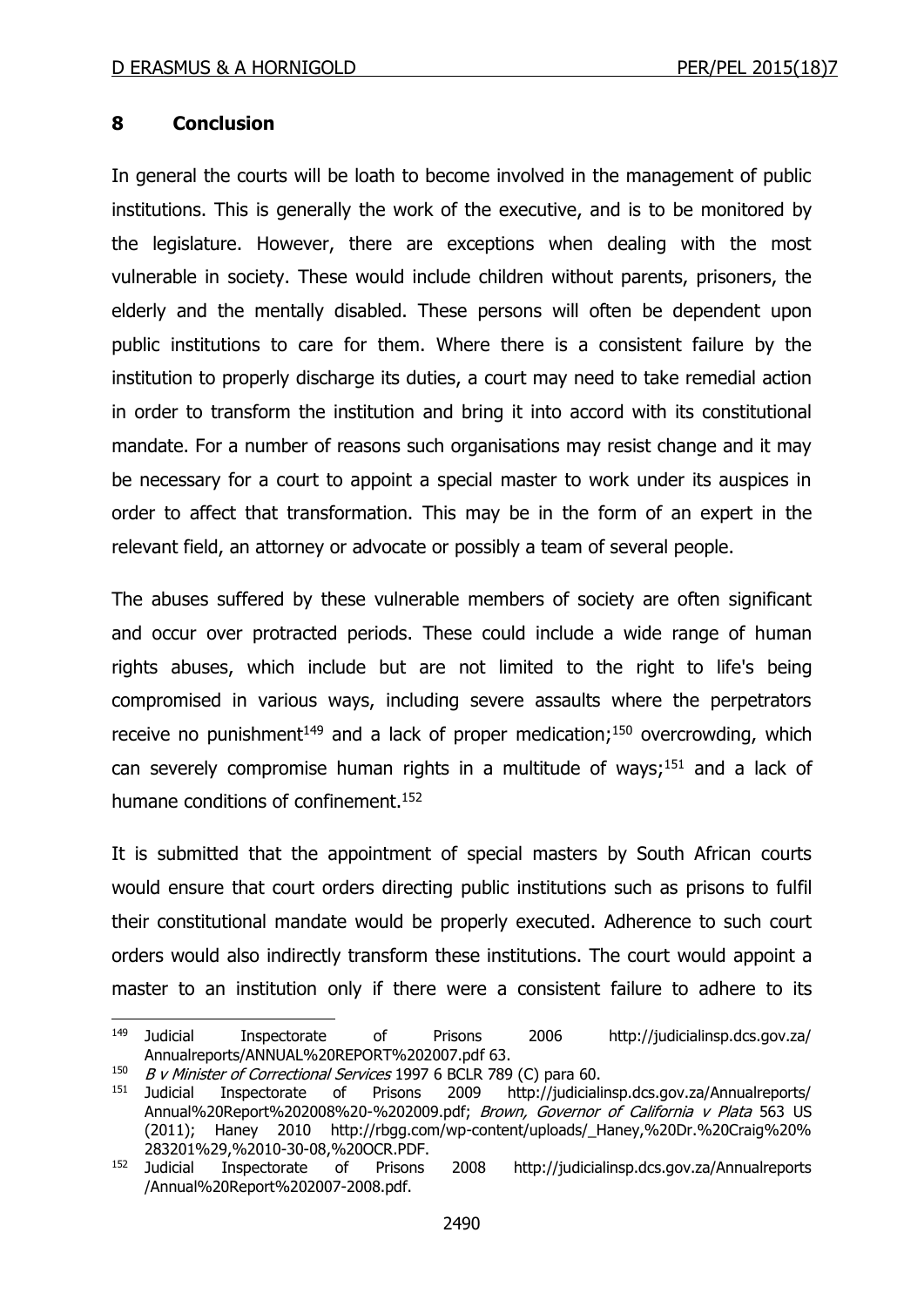## 8 Conclusion

In general the courts will be loath to become involved in the management of public institutions. This is generally the work of the executive, and is to be monitored by the legislature. However, there are exceptions when dealing with the most vulnerable in society. These would include children without parents, prisoners, the elderly and the mentally disabled. These persons will often be dependent upon public institutions to care for them. Where there is a consistent failure by the institution to properly discharge its duties, a court may need to take remedial action in order to transform the institution and bring it into accord with its constitutional mandate. For a number of reasons such organisations may resist change and it may be necessary for a court to appoint a special master to work under its auspices in order to affect that transformation. This may be in the form of an expert in the relevant field, an attorney or advocate or possibly a team of several people.

The abuses suffered by these vulnerable members of society are often significant and occur over protracted periods. These could include a wide range of human rights abuses, which include but are not limited to the right to life's being compromised in various ways, including severe assaults where the perpetrators receive no punishment[149] and a lack of proper medication;[150] overcrowding, which can severely compromise human rights in a multitude of ways;[151] and a lack of humane conditions of confinement.[152]

It is submitted that the appointment of special masters by South African courts would ensure that court orders directing public institutions such as prisons to fulfil their constitutional mandate would be properly executed. Adherence to such court orders would also indirectly transform these institutions. The court would appoint a master to an institution only if there were a consistent failure to adhere to its

---

[149] Judicial Inspectorate of Prisons 2006 http://judicialinsp.dcs.gov.za/Annualreports/ANNUAL%20REPORT%202007.pdf 63.

[150] *B v Minister of Correctional Services* 1997 6 BCLR 789 (C) para 60.

[151] Judicial Inspectorate of Prisons 2009 http://judicialinsp.dcs.gov.za/Annualreports/Annual%20Report%202008%20-%202009.pdf; *Brown, Governor of California v Plata* 563 US (2011); Haney 2010 http://rbgg.com/wp-content/uploads/_Haney,%20Dr.%20Craig%20%283201%29,%2010-30-08,%20OCR.PDF.

[152] Judicial Inspectorate of Prisons 2008 http://judicialinsp.dcs.gov.za/Annualreports/Annual%20Report%202007-2008.pdf.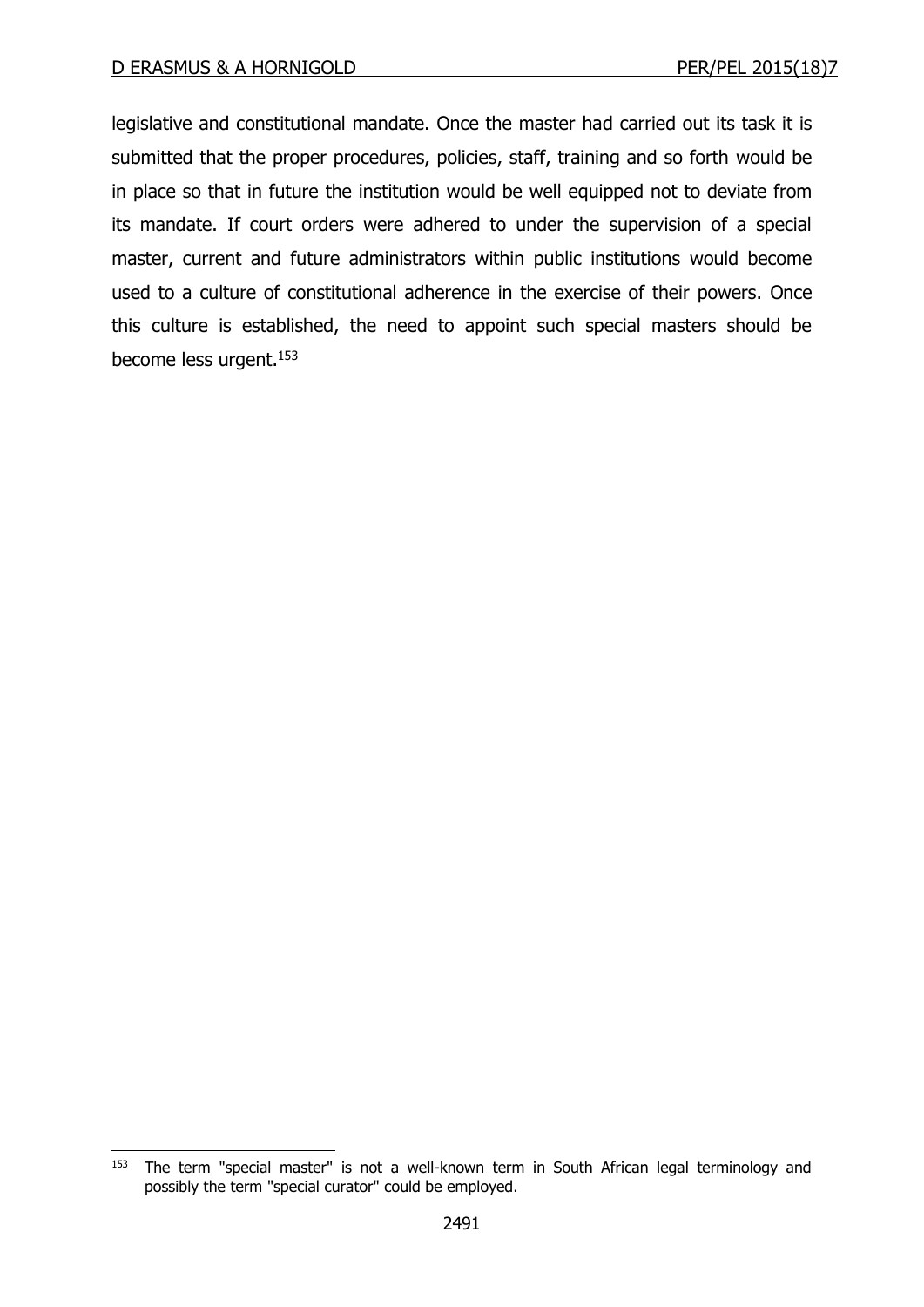legislative and constitutional mandate. Once the master had carried out its task it is submitted that the proper procedures, policies, staff, training and so forth would be in place so that in future the institution would be well equipped not to deviate from its mandate. If court orders were adhered to under the supervision of a special master, current and future administrators within public institutions would become used to a culture of constitutional adherence in the exercise of their powers. Once this culture is established, the need to appoint such special masters should be become less urgent.[153]

[153] The term "special master" is not a well-known term in South African legal terminology and possibly the term "special curator" could be employed.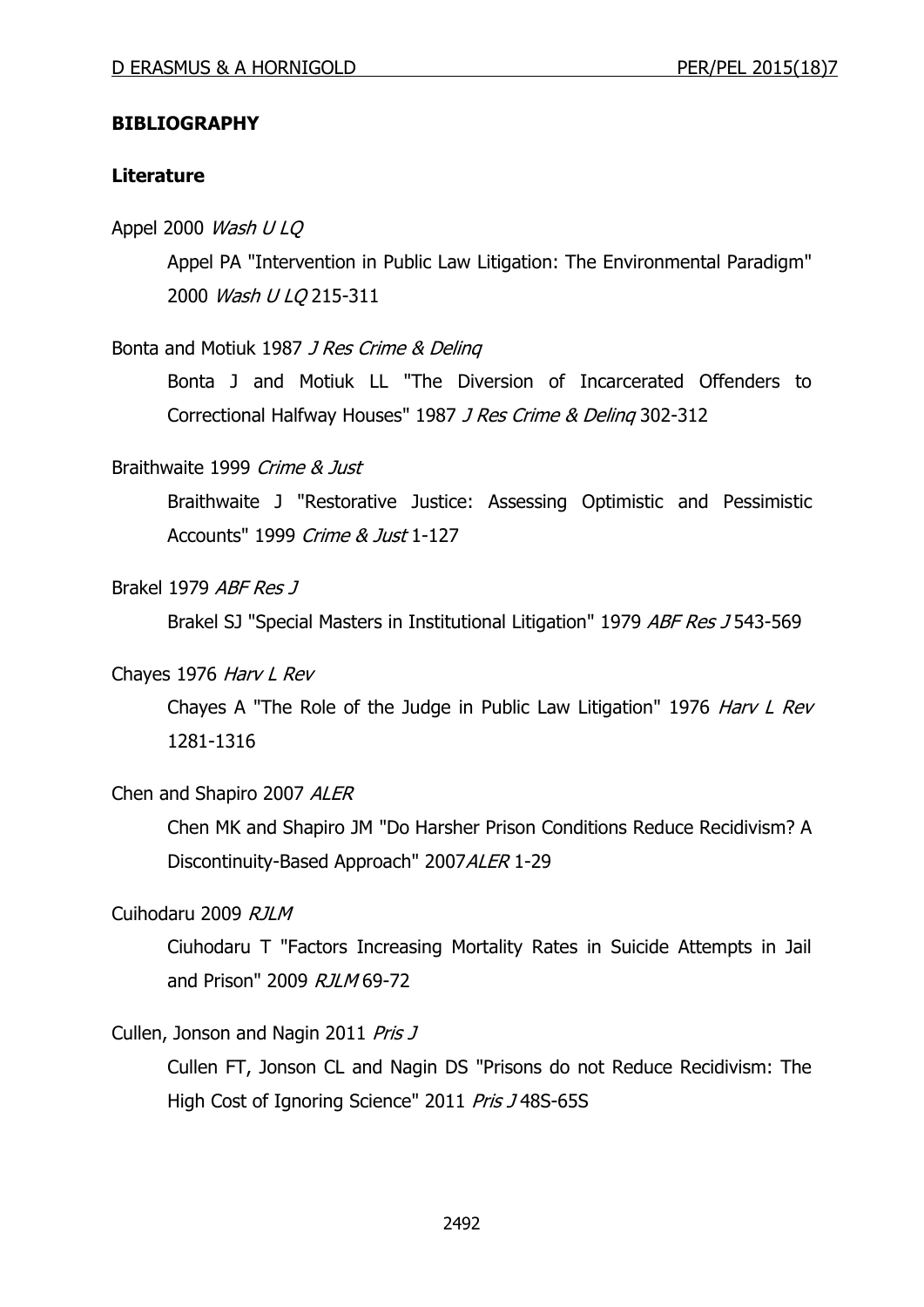## BIBLIOGRAPHY

### Literature

Appel 2000 *Wash U LQ*

Appel PA "Intervention in Public Law Litigation: The Environmental Paradigm" 2000 *Wash U LQ* 215-311

Bonta and Motiuk 1987 *J Res Crime & Delinq*

Bonta J and Motiuk LL "The Diversion of Incarcerated Offenders to Correctional Halfway Houses" 1987 *J Res Crime & Delinq* 302-312

Braithwaite 1999 *Crime & Just*

Braithwaite J "Restorative Justice: Assessing Optimistic and Pessimistic Accounts" 1999 *Crime & Just* 1-127

Brakel 1979 *ABF Res J*

Brakel SJ "Special Masters in Institutional Litigation" 1979 *ABF Res J* 543-569

Chayes 1976 *Harv L Rev*

Chayes A "The Role of the Judge in Public Law Litigation" 1976 *Harv L Rev* 1281-1316

Chen and Shapiro 2007 *ALER*

Chen MK and Shapiro JM "Do Harsher Prison Conditions Reduce Recidivism? A Discontinuity-Based Approach" 2007*ALER* 1-29

Cuihodaru 2009 *RJLM*

Ciuhodaru T "Factors Increasing Mortality Rates in Suicide Attempts in Jail and Prison" 2009 *RJLM* 69-72

Cullen, Jonson and Nagin 2011 *Pris J*

Cullen FT, Jonson CL and Nagin DS "Prisons do not Reduce Recidivism: The High Cost of Ignoring Science" 2011 *Pris J* 48S-65S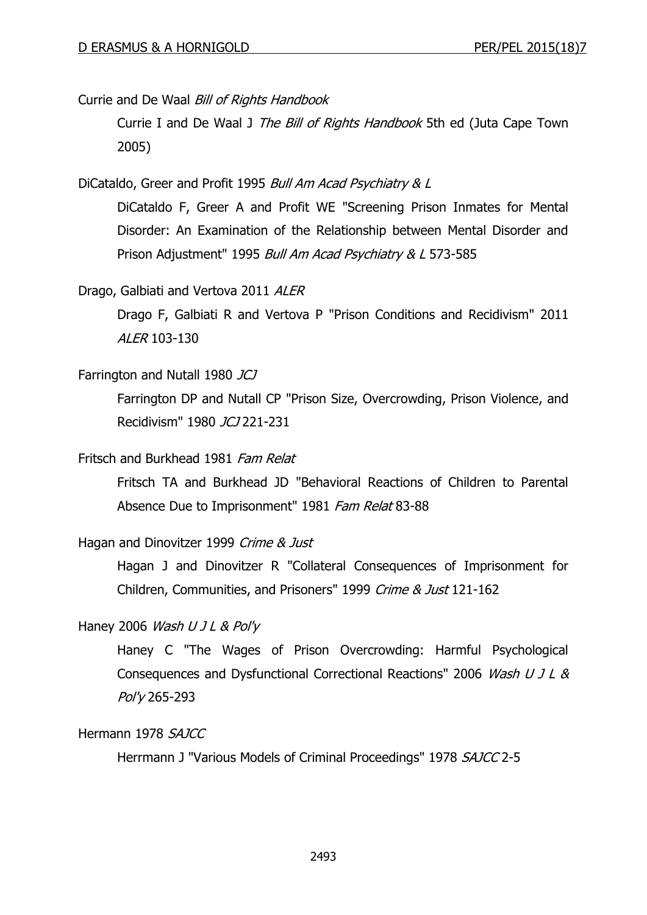Currie and De Waal *Bill of Rights Handbook*

Currie I and De Waal J *The Bill of Rights Handbook* 5th ed (Juta Cape Town 2005)

DiCataldo, Greer and Profit 1995 *Bull Am Acad Psychiatry & L*

DiCataldo F, Greer A and Profit WE "Screening Prison Inmates for Mental Disorder: An Examination of the Relationship between Mental Disorder and Prison Adjustment" 1995 *Bull Am Acad Psychiatry & L* 573-585

Drago, Galbiati and Vertova 2011 *ALER*

Drago F, Galbiati R and Vertova P "Prison Conditions and Recidivism" 2011 *ALER* 103-130

Farrington and Nutall 1980 *JCJ*

Farrington DP and Nutall CP "Prison Size, Overcrowding, Prison Violence, and Recidivism" 1980 *JCJ* 221-231

Fritsch and Burkhead 1981 *Fam Relat*

Fritsch TA and Burkhead JD "Behavioral Reactions of Children to Parental Absence Due to Imprisonment" 1981 *Fam Relat* 83-88

Hagan and Dinovitzer 1999 *Crime & Just*

Hagan J and Dinovitzer R "Collateral Consequences of Imprisonment for Children, Communities, and Prisoners" 1999 *Crime & Just* 121-162

Haney 2006 *Wash U J L & Pol'y*

Haney C "The Wages of Prison Overcrowding: Harmful Psychological Consequences and Dysfunctional Correctional Reactions" 2006 *Wash U J L & Pol'y* 265-293

Hermann 1978 *SAJCC*

Herrmann J "Various Models of Criminal Proceedings" 1978 *SAJCC* 2-5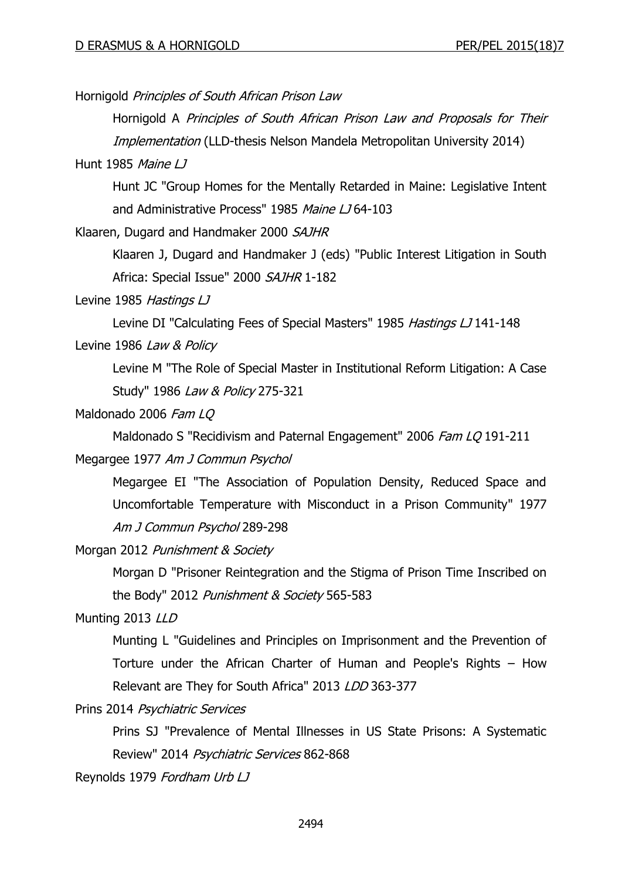Hornigold *Principles of South African Prison Law*

Hornigold A *Principles of South African Prison Law and Proposals for Their Implementation* (LLD-thesis Nelson Mandela Metropolitan University 2014)

Hunt 1985 *Maine LJ*

Hunt JC "Group Homes for the Mentally Retarded in Maine: Legislative Intent and Administrative Process" 1985 *Maine LJ* 64-103

Klaaren, Dugard and Handmaker 2000 *SAJHR*

Klaaren J, Dugard and Handmaker J (eds) "Public Interest Litigation in South Africa: Special Issue" 2000 *SAJHR* 1-182

Levine 1985 *Hastings LJ*

Levine DI "Calculating Fees of Special Masters" 1985 *Hastings LJ* 141-148

Levine 1986 *Law & Policy*

Levine M "The Role of Special Master in Institutional Reform Litigation: A Case Study" 1986 *Law & Policy* 275-321

Maldonado 2006 *Fam LQ*

Maldonado S "Recidivism and Paternal Engagement" 2006 *Fam LQ* 191-211

Megargee 1977 *Am J Commun Psychol*

Megargee EI "The Association of Population Density, Reduced Space and Uncomfortable Temperature with Misconduct in a Prison Community" 1977 *Am J Commun Psychol* 289-298

Morgan 2012 *Punishment & Society*

Morgan D "Prisoner Reintegration and the Stigma of Prison Time Inscribed on the Body" 2012 *Punishment & Society* 565-583

Munting 2013 *LLD*

Munting L "Guidelines and Principles on Imprisonment and the Prevention of Torture under the African Charter of Human and People's Rights – How Relevant are They for South Africa" 2013 *LDD* 363-377

Prins 2014 *Psychiatric Services*

Prins SJ "Prevalence of Mental Illnesses in US State Prisons: A Systematic Review" 2014 *Psychiatric Services* 862-868

Reynolds 1979 *Fordham Urb LJ*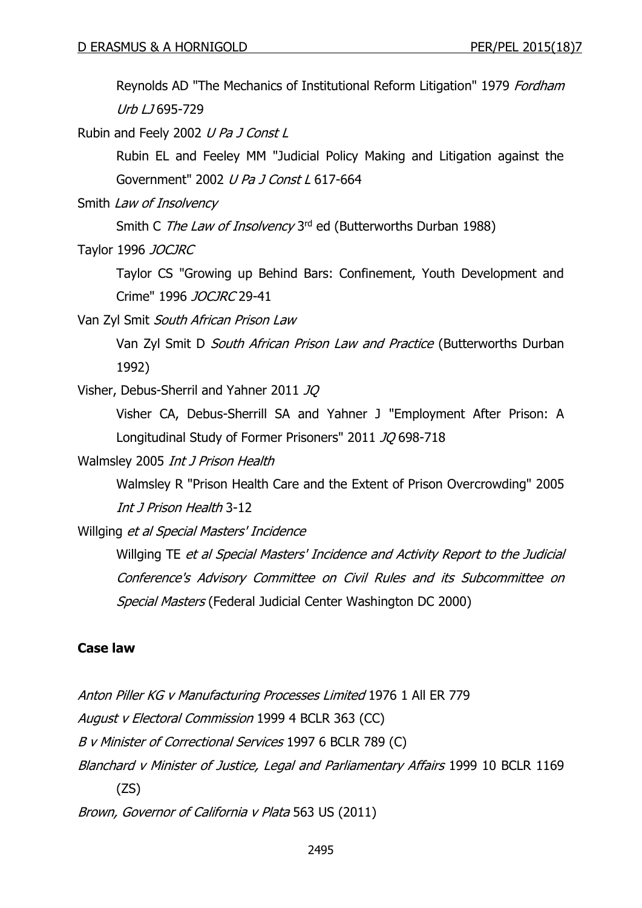Reynolds AD "The Mechanics of Institutional Reform Litigation" 1979 *Fordham Urb LJ* 695-729

Rubin and Feely 2002 *U Pa J Const L*

Rubin EL and Feeley MM "Judicial Policy Making and Litigation against the Government" 2002 *U Pa J Const L* 617-664

Smith *Law of Insolvency*

Smith C *The Law of Insolvency* 3rd ed (Butterworths Durban 1988)

Taylor 1996 *JOCJRC*

Taylor CS "Growing up Behind Bars: Confinement, Youth Development and Crime" 1996 *JOCJRC* 29-41

Van Zyl Smit *South African Prison Law*

Van Zyl Smit D *South African Prison Law and Practice* (Butterworths Durban 1992)

Visher, Debus-Sherril and Yahner 2011 *JQ*

Visher CA, Debus-Sherrill SA and Yahner J "Employment After Prison: A Longitudinal Study of Former Prisoners" 2011 *JQ* 698-718

Walmsley 2005 *Int J Prison Health*

Walmsley R "Prison Health Care and the Extent of Prison Overcrowding" 2005 *Int J Prison Health* 3-12

Willging *et al Special Masters' Incidence*

Willging TE *et al Special Masters' Incidence and Activity Report to the Judicial Conference's Advisory Committee on Civil Rules and its Subcommittee on Special Masters* (Federal Judicial Center Washington DC 2000)

## Case law

*Anton Piller KG v Manufacturing Processes Limited* 1976 1 All ER 779

*August v Electoral Commission* 1999 4 BCLR 363 (CC)

*B v Minister of Correctional Services* 1997 6 BCLR 789 (C)

*Blanchard v Minister of Justice, Legal and Parliamentary Affairs* 1999 10 BCLR 1169 (ZS)

*Brown, Governor of California v Plata* 563 US (2011)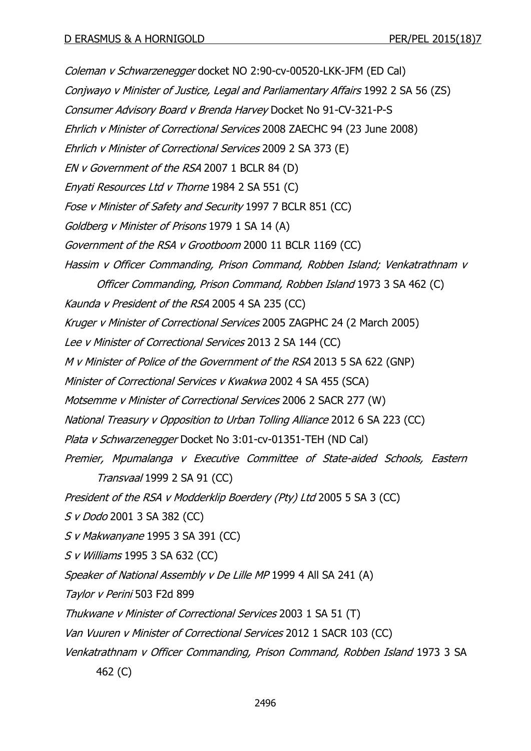*Coleman v Schwarzenegger* docket NO 2:90-cv-00520-LKK-JFM (ED Cal)

*Conjwayo v Minister of Justice, Legal and Parliamentary Affairs* 1992 2 SA 56 (ZS)

*Consumer Advisory Board v Brenda Harvey* Docket No 91-CV-321-P-S

*Ehrlich v Minister of Correctional Services* 2008 ZAECHC 94 (23 June 2008)

*Ehrlich v Minister of Correctional Services* 2009 2 SA 373 (E)

*EN v Government of the RSA* 2007 1 BCLR 84 (D)

*Enyati Resources Ltd v Thorne* 1984 2 SA 551 (C)

*Fose v Minister of Safety and Security* 1997 7 BCLR 851 (CC)

*Goldberg v Minister of Prisons* 1979 1 SA 14 (A)

*Government of the RSA v Grootboom* 2000 11 BCLR 1169 (CC)

*Hassim v Officer Commanding, Prison Command, Robben Island; Venkatrathnam v Officer Commanding, Prison Command, Robben Island* 1973 3 SA 462 (C)

*Kaunda v President of the RSA* 2005 4 SA 235 (CC)

*Kruger v Minister of Correctional Services* 2005 ZAGPHC 24 (2 March 2005)

*Lee v Minister of Correctional Services* 2013 2 SA 144 (CC)

*M v Minister of Police of the Government of the RSA* 2013 5 SA 622 (GNP)

*Minister of Correctional Services v Kwakwa* 2002 4 SA 455 (SCA)

*Motsemme v Minister of Correctional Services* 2006 2 SACR 277 (W)

*National Treasury v Opposition to Urban Tolling Alliance* 2012 6 SA 223 (CC)

*Plata v Schwarzenegger* Docket No 3:01-cv-01351-TEH (ND Cal)

*Premier, Mpumalanga v Executive Committee of State-aided Schools, Eastern Transvaal* 1999 2 SA 91 (CC)

*President of the RSA v Modderklip Boerdery (Pty) Ltd* 2005 5 SA 3 (CC)

*S v Dodo* 2001 3 SA 382 (CC)

*S v Makwanyane* 1995 3 SA 391 (CC)

*S v Williams* 1995 3 SA 632 (CC)

*Speaker of National Assembly v De Lille MP* 1999 4 All SA 241 (A)

*Taylor v Perini* 503 F2d 899

*Thukwane v Minister of Correctional Services* 2003 1 SA 51 (T)

*Van Vuuren v Minister of Correctional Services* 2012 1 SACR 103 (CC)

*Venkatrathnam v Officer Commanding, Prison Command, Robben Island* 1973 3 SA 462 (C)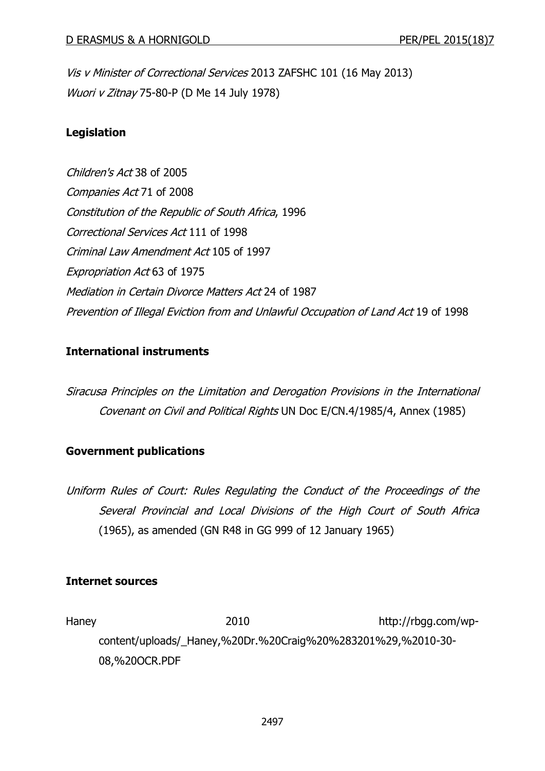*Vis v Minister of Correctional Services* 2013 ZAFSHC 101 (16 May 2013)

*Wuori v Zitnay* 75-80-P (D Me 14 July 1978)

## Legislation

*Children's Act* 38 of 2005

*Companies Act* 71 of 2008

*Constitution of the Republic of South Africa*, 1996

*Correctional Services Act* 111 of 1998

*Criminal Law Amendment Act* 105 of 1997

*Expropriation Act* 63 of 1975

*Mediation in Certain Divorce Matters Act* 24 of 1987

*Prevention of Illegal Eviction from and Unlawful Occupation of Land Act* 19 of 1998

## International instruments

*Siracusa Principles on the Limitation and Derogation Provisions in the International Covenant on Civil and Political Rights* UN Doc E/CN.4/1985/4, Annex (1985)

## Government publications

*Uniform Rules of Court: Rules Regulating the Conduct of the Proceedings of the Several Provincial and Local Divisions of the High Court of South Africa* (1965), as amended (GN R48 in GG 999 of 12 January 1965)

## Internet sources

Haney 2010 http://rbgg.com/wp-content/uploads/_Haney,%20Dr.%20Craig%20%283201%29,%2010-30-08,%20OCR.PDF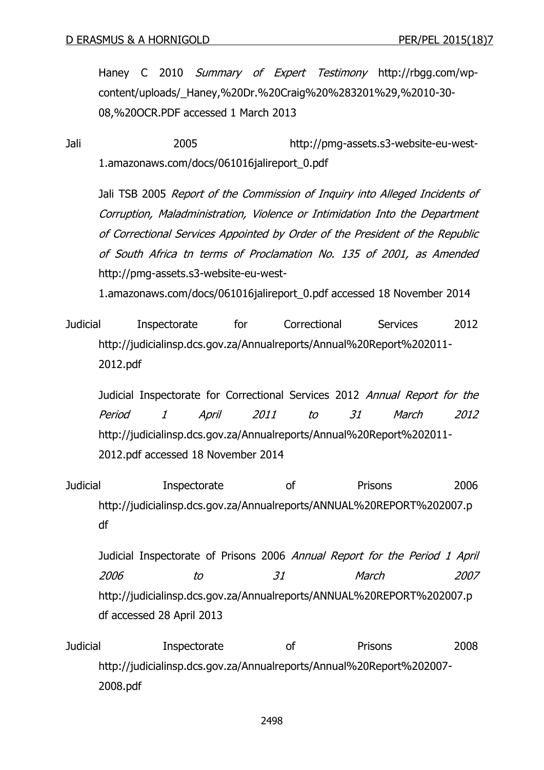Haney C 2010 *Summary of Expert Testimony* http://rbgg.com/wp-content/uploads/_Haney,%20Dr.%20Craig%20%283201%29,%2010-30-08,%20OCR.PDF accessed 1 March 2013

Jali 2005 http://pmg-assets.s3-website-eu-west-1.amazonaws.com/docs/061016jalireport_0.pdf

Jali TSB 2005 *Report of the Commission of Inquiry into Alleged Incidents of Corruption, Maladministration, Violence or Intimidation Into the Department of Correctional Services Appointed by Order of the President of the Republic of South Africa tn terms of Proclamation No. 135 of 2001, as Amended* http://pmg-assets.s3-website-eu-west-1.amazonaws.com/docs/061016jalireport_0.pdf accessed 18 November 2014

Judicial Inspectorate for Correctional Services 2012 http://judicialinsp.dcs.gov.za/Annualreports/Annual%20Report%202011-2012.pdf

Judicial Inspectorate for Correctional Services 2012 *Annual Report for the Period 1 April 2011 to 31 March 2012* http://judicialinsp.dcs.gov.za/Annualreports/Annual%20Report%202011-2012.pdf accessed 18 November 2014

Judicial Inspectorate of Prisons 2006 http://judicialinsp.dcs.gov.za/Annualreports/ANNUAL%20REPORT%202007.pdf

Judicial Inspectorate of Prisons 2006 *Annual Report for the Period 1 April 2006 to 31 March 2007* http://judicialinsp.dcs.gov.za/Annualreports/ANNUAL%20REPORT%202007.pdf accessed 28 April 2013

Judicial Inspectorate of Prisons 2008 http://judicialinsp.dcs.gov.za/Annualreports/Annual%20Report%202007-2008.pdf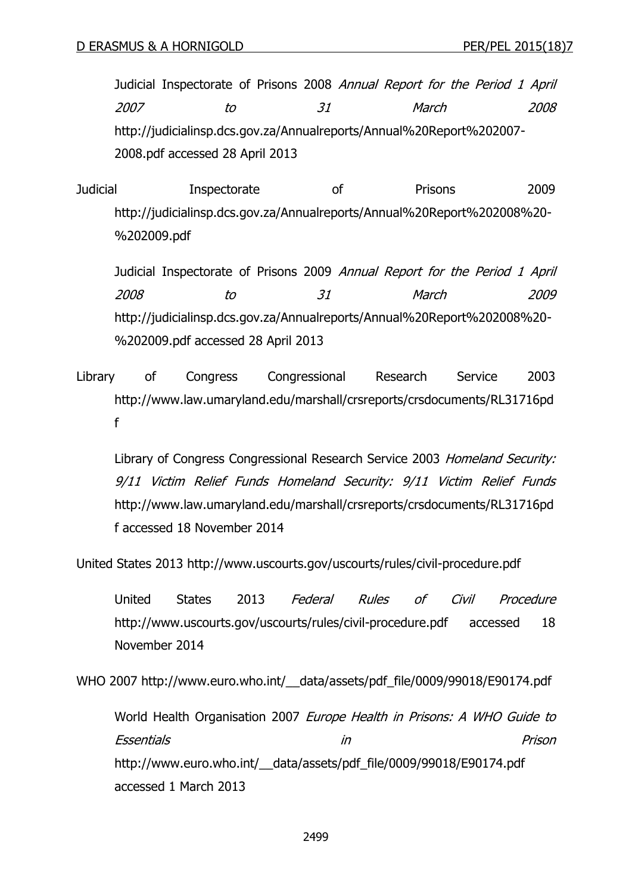Judicial Inspectorate of Prisons 2008 *Annual Report for the Period 1 April 2007 to 31 March 2008* http://judicialinsp.dcs.gov.za/Annualreports/Annual%20Report%202007-2008.pdf accessed 28 April 2013

Judicial Inspectorate of Prisons 2009 http://judicialinsp.dcs.gov.za/Annualreports/Annual%20Report%202008%20-%202009.pdf

Judicial Inspectorate of Prisons 2009 *Annual Report for the Period 1 April 2008 to 31 March 2009* http://judicialinsp.dcs.gov.za/Annualreports/Annual%20Report%202008%20-%202009.pdf accessed 28 April 2013

Library of Congress Congressional Research Service 2003 http://www.law.umaryland.edu/marshall/crsreports/crsdocuments/RL31716pdf

Library of Congress Congressional Research Service 2003 *Homeland Security: 9/11 Victim Relief Funds Homeland Security: 9/11 Victim Relief Funds* http://www.law.umaryland.edu/marshall/crsreports/crsdocuments/RL31716pdf accessed 18 November 2014

United States 2013 http://www.uscourts.gov/uscourts/rules/civil-procedure.pdf

United States 2013 *Federal Rules of Civil Procedure* http://www.uscourts.gov/uscourts/rules/civil-procedure.pdf accessed 18 November 2014

WHO 2007 http://www.euro.who.int/__data/assets/pdf_file/0009/99018/E90174.pdf

World Health Organisation 2007 *Europe Health in Prisons: A WHO Guide to Essentials in Prison* http://www.euro.who.int/__data/assets/pdf_file/0009/99018/E90174.pdf accessed 1 March 2013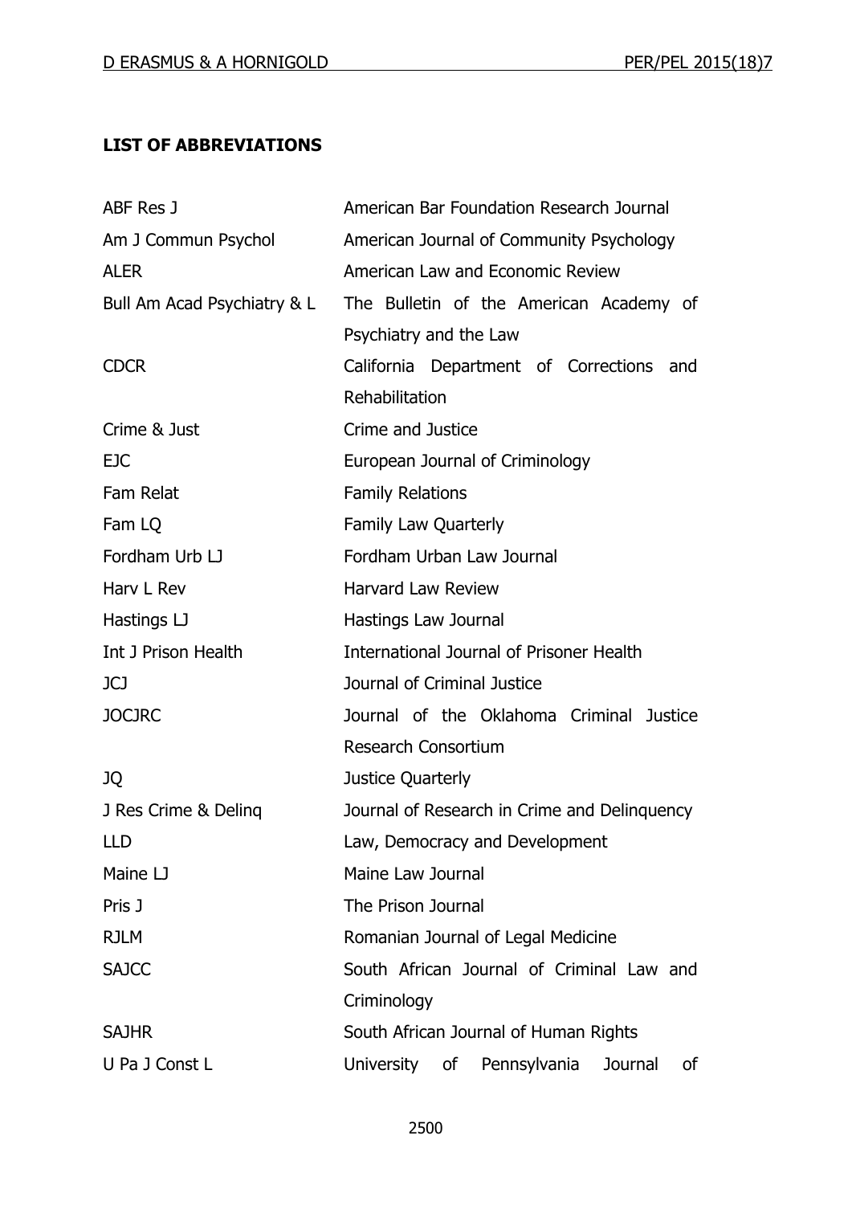## LIST OF ABBREVIATIONS

| | |
|---|---|
| ABF Res J | American Bar Foundation Research Journal |
| Am J Commun Psychol | American Journal of Community Psychology |
| ALER | American Law and Economic Review |
| Bull Am Acad Psychiatry & L | The Bulletin of the American Academy of Psychiatry and the Law |
| CDCR | California Department of Corrections and Rehabilitation |
| Crime & Just | Crime and Justice |
| EJC | European Journal of Criminology |
| Fam Relat | Family Relations |
| Fam LQ | Family Law Quarterly |
| Fordham Urb LJ | Fordham Urban Law Journal |
| Harv L Rev | Harvard Law Review |
| Hastings LJ | Hastings Law Journal |
| Int J Prison Health | International Journal of Prisoner Health |
| JCJ | Journal of Criminal Justice |
| JOCJRC | Journal of the Oklahoma Criminal Justice Research Consortium |
| JQ | Justice Quarterly |
| J Res Crime & Delinq | Journal of Research in Crime and Delinquency |
| LLD | Law, Democracy and Development |
| Maine LJ | Maine Law Journal |
| Pris J | The Prison Journal |
| RJLM | Romanian Journal of Legal Medicine |
| SAJCC | South African Journal of Criminal Law and Criminology |
| SAJHR | South African Journal of Human Rights |
| U Pa J Const L | University of Pennsylvania Journal of |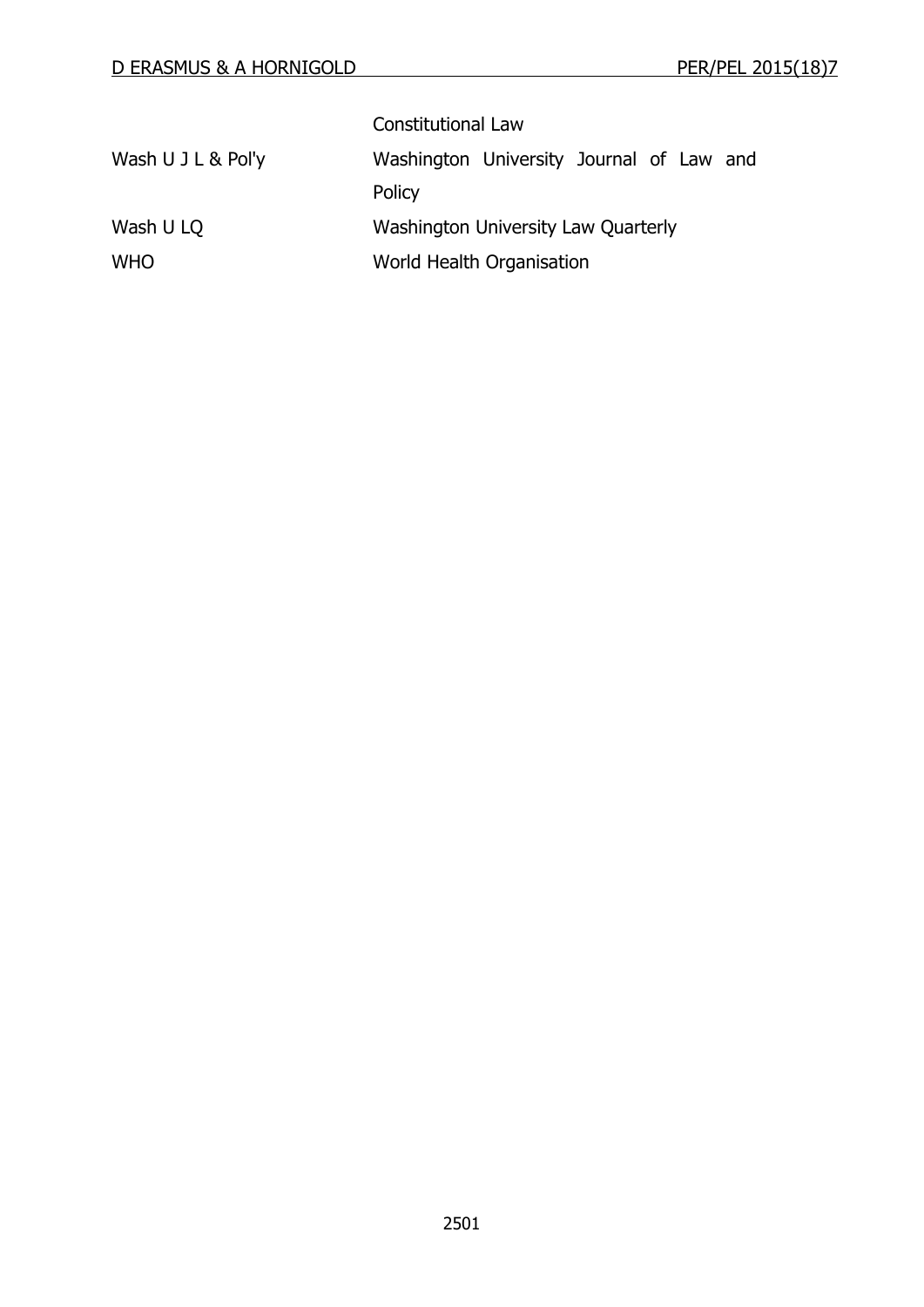| | |
|---|---|
| | Constitutional Law |
| Wash U J L & Pol'y | Washington University Journal of Law and Policy |
| Wash U LQ | Washington University Law Quarterly |
| WHO | World Health Organisation |